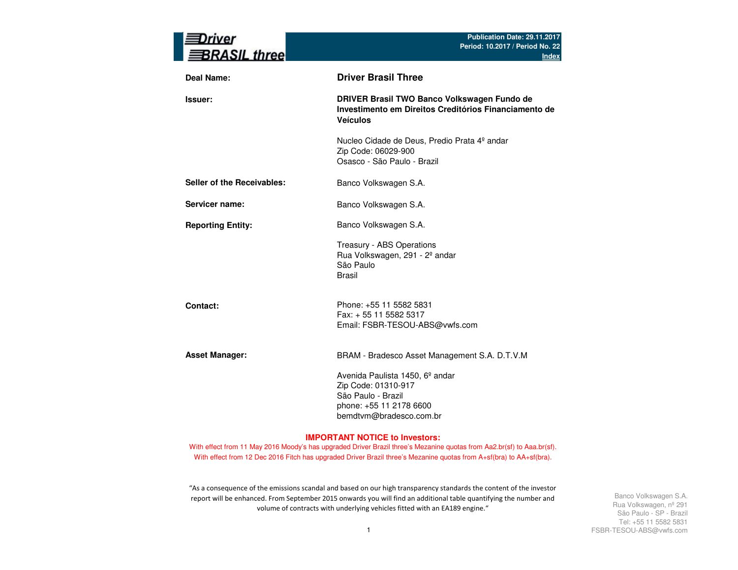**Driver BRASIL three**

Publication Date: 29.11.2017
Period: 10.2017 / Period No. 22
Index

| | |
|---|---|
| **Deal Name:** | **Driver Brasil Three** |
| **Issuer:** | **DRIVER Brasil TWO Banco Volkswagen Fundo de Investimento em Direitos Creditórios Financiamento de Veículos**<br><br>Nucleo Cidade de Deus, Predio Prata 4º andar<br>Zip Code: 06029-900<br>Osasco - São Paulo - Brazil |
| **Seller of the Receivables:** | Banco Volkswagen S.A. |
| **Servicer name:** | Banco Volkswagen S.A. |
| **Reporting Entity:** | Banco Volkswagen S.A.<br><br>Treasury - ABS Operations<br>Rua Volkswagen, 291 - 2º andar<br>São Paulo<br>Brasil |
| **Contact:** | Phone: +55 11 5582 5831<br>Fax: + 55 11 5582 5317<br>Email: FSBR-TESOU-ABS@vwfs.com |
| **Asset Manager:** | BRAM - Bradesco Asset Management S.A. D.T.V.M<br><br>Avenida Paulista 1450, 6º andar<br>Zip Code: 01310-917<br>São Paulo - Brazil<br>phone: +55 11 2178 6600<br>bemdtvm@bradesco.com.br |

**IMPORTANT NOTICE to Investors:**

With effect from 11 May 2016 Moody's has upgraded Driver Brazil three's Mezanine quotas from Aa2.br(sf) to Aaa.br(sf).

With effect from 12 Dec 2016 Fitch has upgraded Driver Brazil three's Mezanine quotas from A+sf(bra) to AA+sf(bra).

"As a consequence of the emissions scandal and based on our high transparency standards the content of the investor report will be enhanced. From September 2015 onwards you will find an additional table quantifying the number and volume of contracts with underlying vehicles fitted with an EA189 engine."

Banco Volkswagen S.A.
Rua Volkswagen, nº 291
São Paulo - SP - Brazil
Tel: +55 11 5582 5831
FSBR-TESOU-ABS@vwfs.com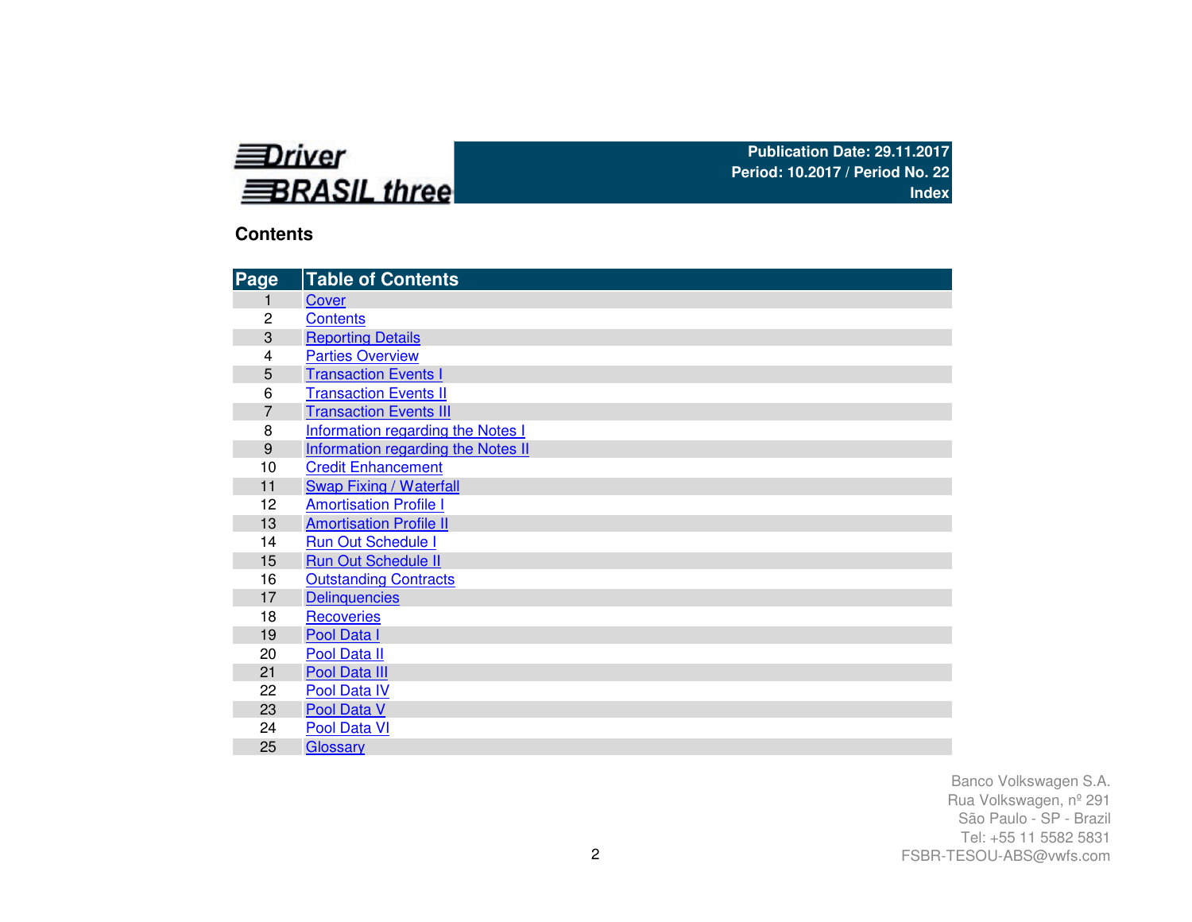**Driver BRASIL three**

**Publication Date: 29.11.2017**
**Period: 10.2017 / Period No. 22**
**Index**

## Contents

| Page | Table of Contents |
|---|---|
| 1 | Cover |
| 2 | Contents |
| 3 | Reporting Details |
| 4 | Parties Overview |
| 5 | Transaction Events I |
| 6 | Transaction Events II |
| 7 | Transaction Events III |
| 8 | Information regarding the Notes I |
| 9 | Information regarding the Notes II |
| 10 | Credit Enhancement |
| 11 | Swap Fixing / Waterfall |
| 12 | Amortisation Profile I |
| 13 | Amortisation Profile II |
| 14 | Run Out Schedule I |
| 15 | Run Out Schedule II |
| 16 | Outstanding Contracts |
| 17 | Delinquencies |
| 18 | Recoveries |
| 19 | Pool Data I |
| 20 | Pool Data II |
| 21 | Pool Data III |
| 22 | Pool Data IV |
| 23 | Pool Data V |
| 24 | Pool Data VI |
| 25 | Glossary |

Banco Volkswagen S.A.
Rua Volkswagen, nº 291
São Paulo - SP - Brazil
Tel: +55 11 5582 5831
FSBR-TESOU-ABS@vwfs.com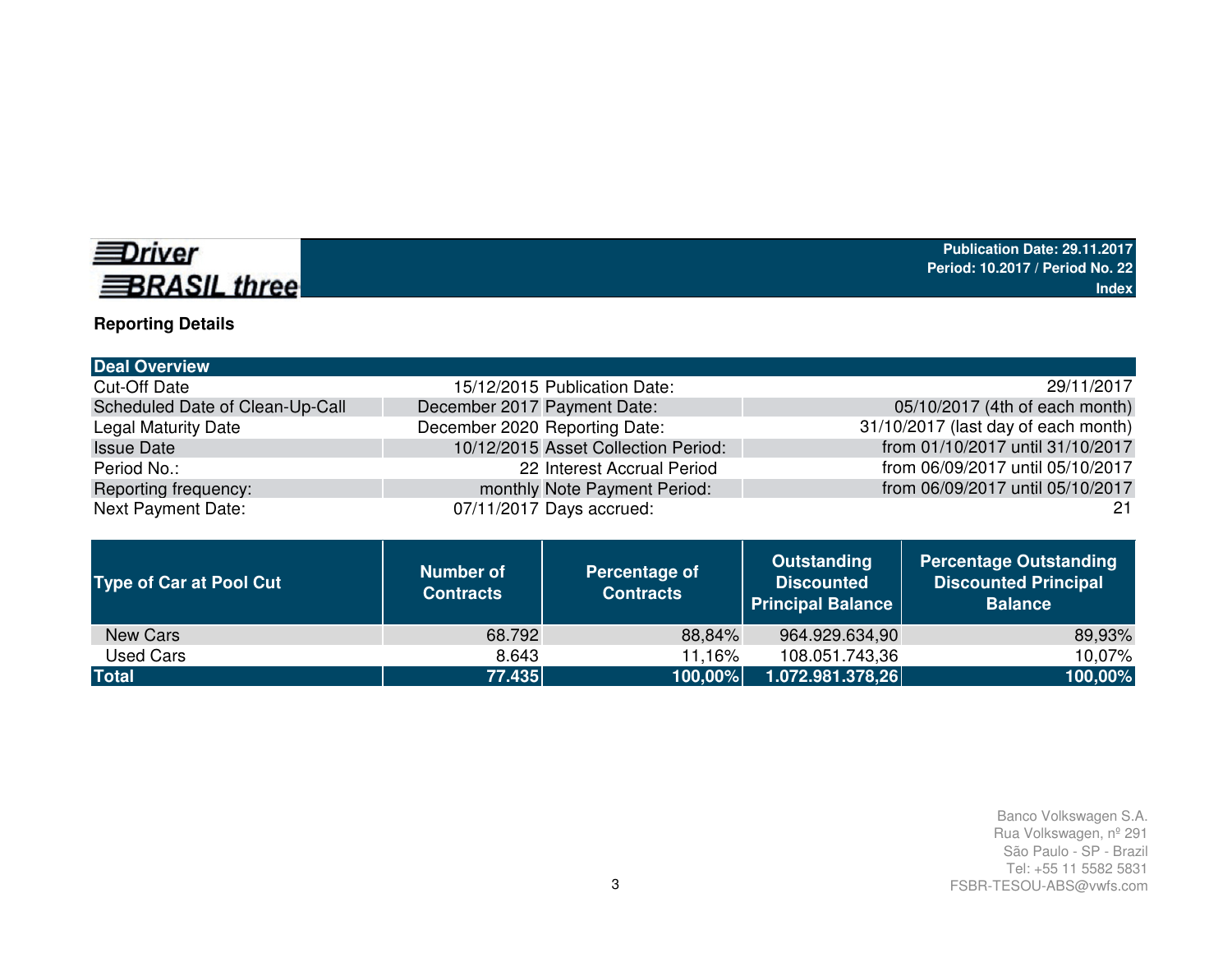**Driver BRASIL three**

**Publication Date: 29.11.2017**
**Period: 10.2017 / Period No. 22**
**Index**

## Reporting Details

| Deal Overview | | | |
|---|---|---|---|
| Cut-Off Date | 15/12/2015 | Publication Date: | 29/11/2017 |
| Scheduled Date of Clean-Up-Call | December 2017 | Payment Date: | 05/10/2017 (4th of each month) |
| Legal Maturity Date | December 2020 | Reporting Date: | 31/10/2017 (last day of each month) |
| Issue Date | 10/12/2015 | Asset Collection Period: | from 01/10/2017 until 31/10/2017 |
| Period No.: | 22 | Interest Accrual Period | from 06/09/2017 until 05/10/2017 |
| Reporting frequency: | monthly | Note Payment Period: | from 06/09/2017 until 05/10/2017 |
| Next Payment Date: | 07/11/2017 | Days accrued: | 21 |

| Type of Car at Pool Cut | Number of Contracts | Percentage of Contracts | Outstanding Discounted Principal Balance | Percentage Outstanding Discounted Principal Balance |
|---|---|---|---|---|
| New Cars | 68.792 | 88,84% | 964.929.634,90 | 89,93% |
| Used Cars | 8.643 | 11,16% | 108.051.743,36 | 10,07% |
| **Total** | **77.435** | **100,00%** | **1.072.981.378,26** | **100,00%** |

Banco Volkswagen S.A.
Rua Volkswagen, nº 291
São Paulo - SP - Brazil
Tel: +55 11 5582 5831
FSBR-TESOU-ABS@vwfs.com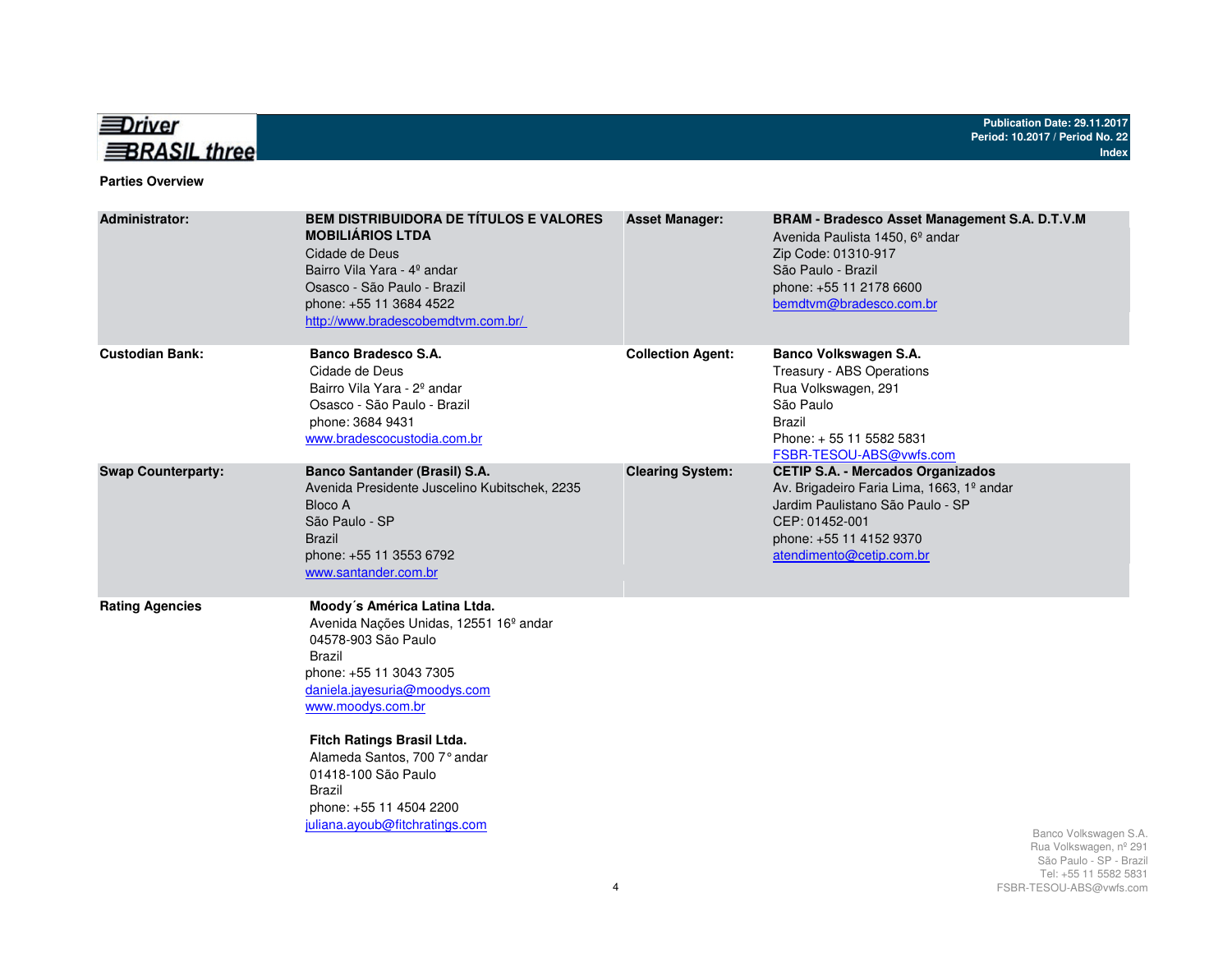## Parties Overview

| | | | |
|---|---|---|---|
| **Administrator:** | **BEM DISTRIBUIDORA DE TÍTULOS E VALORES MOBILIÁRIOS LTDA**<br>Cidade de Deus<br>Bairro Vila Yara - 4º andar<br>Osasco - São Paulo - Brazil<br>phone: +55 11 3684 4522<br>http://www.bradescobemdtvm.com.br/ | **Asset Manager:** | **BRAM - Bradesco Asset Management S.A. D.T.V.M**<br>Avenida Paulista 1450, 6º andar<br>Zip Code: 01310-917<br>São Paulo - Brazil<br>phone: +55 11 2178 6600<br>bemdtvm@bradesco.com.br |
| **Custodian Bank:** | **Banco Bradesco S.A.**<br>Cidade de Deus<br>Bairro Vila Yara - 2º andar<br>Osasco - São Paulo - Brazil<br>phone: 3684 9431<br>www.bradescocustodia.com.br | **Collection Agent:** | **Banco Volkswagen S.A.**<br>Treasury - ABS Operations<br>Rua Volkswagen, 291<br>São Paulo<br>Brazil<br>Phone: + 55 11 5582 5831<br>FSBR-TESOU-ABS@vwfs.com |
| **Swap Counterparty:** | **Banco Santander (Brasil) S.A.**<br>Avenida Presidente Juscelino Kubitschek, 2235<br>Bloco A<br>São Paulo - SP<br>Brazil<br>phone: +55 11 3553 6792<br>www.santander.com.br | **Clearing System:** | **CETIP S.A. - Mercados Organizados**<br>Av. Brigadeiro Faria Lima, 1663, 1º andar<br>Jardim Paulistano São Paulo - SP<br>CEP: 01452-001<br>phone: +55 11 4152 9370<br>atendimento@cetip.com.br |
| **Rating Agencies** | **Moody´s América Latina Ltda.**<br>Avenida Nações Unidas, 12551 16º andar<br>04578-903 São Paulo<br>Brazil<br>phone: +55 11 3043 7305<br>daniela.jayesuria@moodys.com<br>www.moodys.com.br<br><br>**Fitch Ratings Brasil Ltda.**<br>Alameda Santos, 700 7° andar<br>01418-100 São Paulo<br>Brazil<br>phone: +55 11 4504 2200<br>juliana.ayoub@fitchratings.com | | |

Banco Volkswagen S.A.
Rua Volkswagen, nº 291
São Paulo - SP - Brazil
Tel: +55 11 5582 5831
FSBR-TESOU-ABS@vwfs.com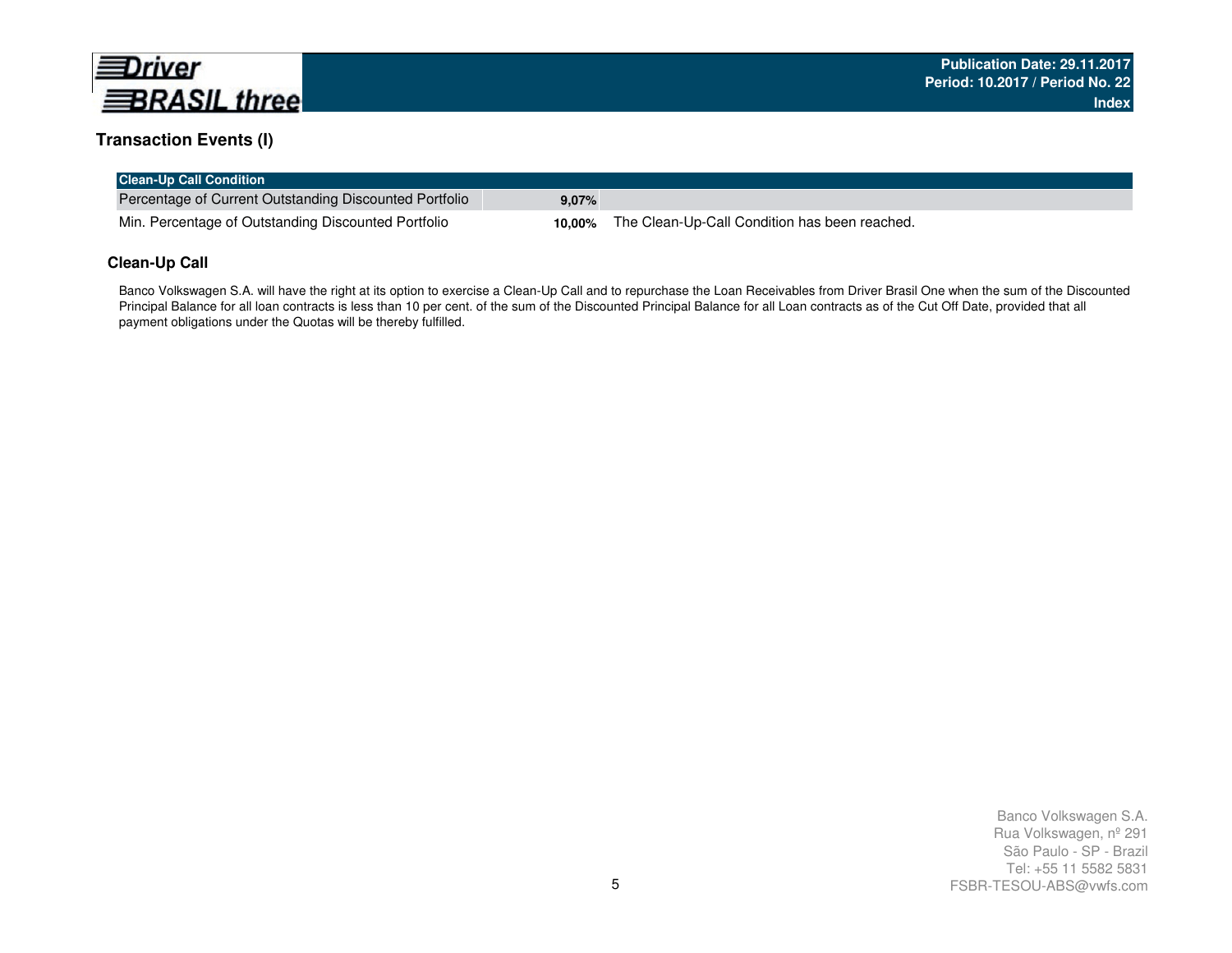## Transaction Events (I)

| Clean-Up Call Condition | | |
|---|---|---|
| Percentage of Current Outstanding Discounted Portfolio | **9,07%** | |
| Min. Percentage of Outstanding Discounted Portfolio | **10,00%** | The Clean-Up-Call Condition has been reached. |

### Clean-Up Call

Banco Volkswagen S.A. will have the right at its option to exercise a Clean-Up Call and to repurchase the Loan Receivables from Driver Brasil One when the sum of the Discounted Principal Balance for all loan contracts is less than 10 per cent. of the sum of the Discounted Principal Balance for all Loan contracts as of the Cut Off Date, provided that all payment obligations under the Quotas will be thereby fulfilled.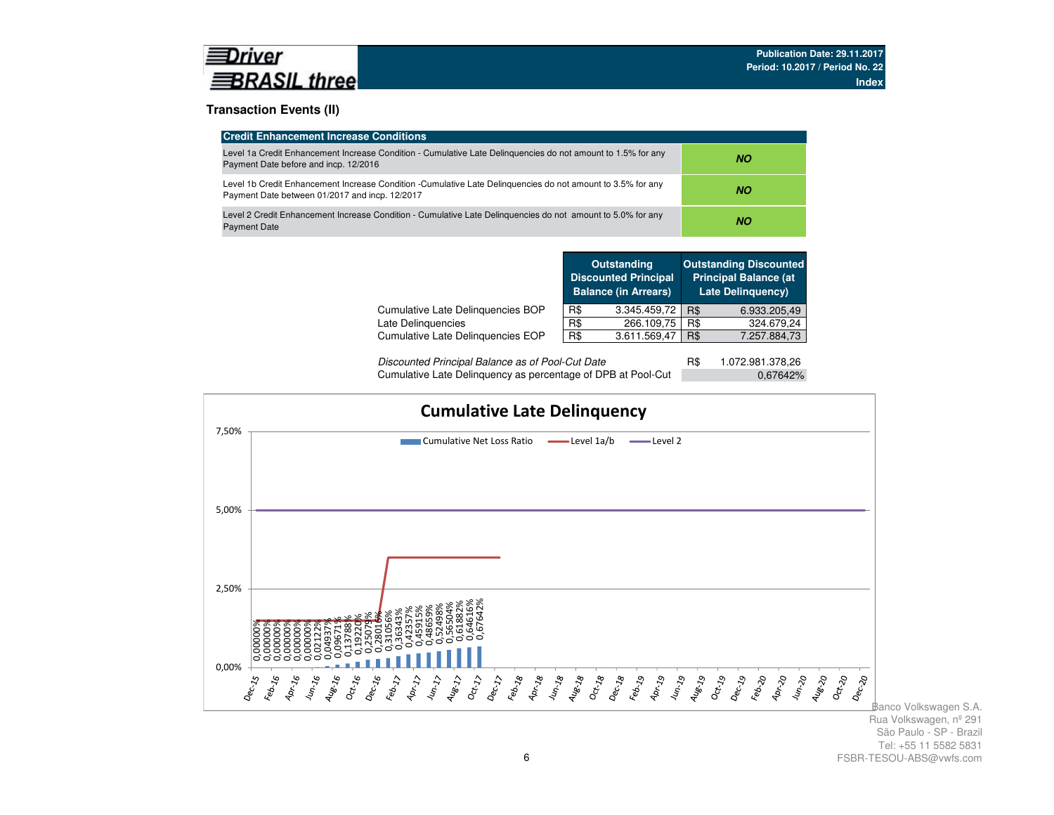Publication Date: 29.11.2017
Period: 10.2017 / Period No. 22
Index

## Transaction Events (II)

| Credit Enhancement Increase Conditions | |
|---|---|
| Level 1a Credit Enhancement Increase Condition - Cumulative Late Delinquencies do not amount to 1.5% for any Payment Date before and incp. 12/2016 | ***NO*** |
| Level 1b Credit Enhancement Increase Condition -Cumulative Late Delinquencies do not amount to 3.5% for any Payment Date between 01/2017 and incp. 12/2017 | ***NO*** |
| Level 2 Credit Enhancement Increase Condition - Cumulative Late Delinquencies do not amount to 5.0% for any Payment Date | ***NO*** |

| | Outstanding Discounted Principal Balance (in Arrears) | | Outstanding Discounted Principal Balance (at Late Delinquency) | |
|---|---|---|---|---|
| Cumulative Late Delinquencies BOP | R$ | 3.345.459,72 | R$ | 6.933.205,49 |
| Late Delinquencies | R$ | 266.109,75 | R$ | 324.679,24 |
| Cumulative Late Delinquencies EOP | R$ | 3.611.569,47 | R$ | 7.257.884,73 |

| | | |
|---|---|---|
| *Discounted Principal Balance as of Pool-Cut Date* | R$ | 1.072.981.378,26 |
| Cumulative Late Delinquency as percentage of DPB at Pool-Cut | | 0,67642% |

**Cumulative Late Delinquency**

Legend: Cumulative Net Loss Ratio; Level 1a/b; Level 2

| Month | Cumulative Net Loss Ratio |
|---|---|
| Dec-15 | 0,00000% |
| Jan-16 | 0,00000% |
| Feb-16 | 0,00000% |
| Mar-16 | 0,00000% |
| Apr-16 | 0,00000% |
| May-16 | 0,00000% |
| Jun-16 | 0,00000% |
| Jul-16 | 0,02122% |
| Aug-16 | 0,04937% |
| Sep-16 | 0,09671% |
| Oct-16 | 0,13788% |
| Nov-16 | 0,19220% |
| Dec-16 | 0,25079% |
| Jan-17 | 0,28016% |
| Feb-17 | 0,31056% |
| Mar-17 | 0,36343% |
| Apr-17 | 0,42357% |
| May-17 | 0,45915% |
| Jun-17 | 0,48659% |
| Jul-17 | 0,52498% |
| Aug-17 | 0,56504% |
| Sep-17 | 0,61882% |
| Oct-17 | 0,64616% |
| Nov-17 | 0,67642% |

Y-axis: 0,00%; 2,50%; 5,00%; 7,50%. Level 1a/b: 1,5% through Dec-16, 3,5% from Jan-17 to Dec-17. Level 2: 5,0% from Dec-15 to Dec-20.

Banco Volkswagen S.A.
Rua Volkswagen, nº 291
São Paulo - SP - Brazil
Tel: +55 11 5582 5831
FSBR-TESOU-ABS@vwfs.com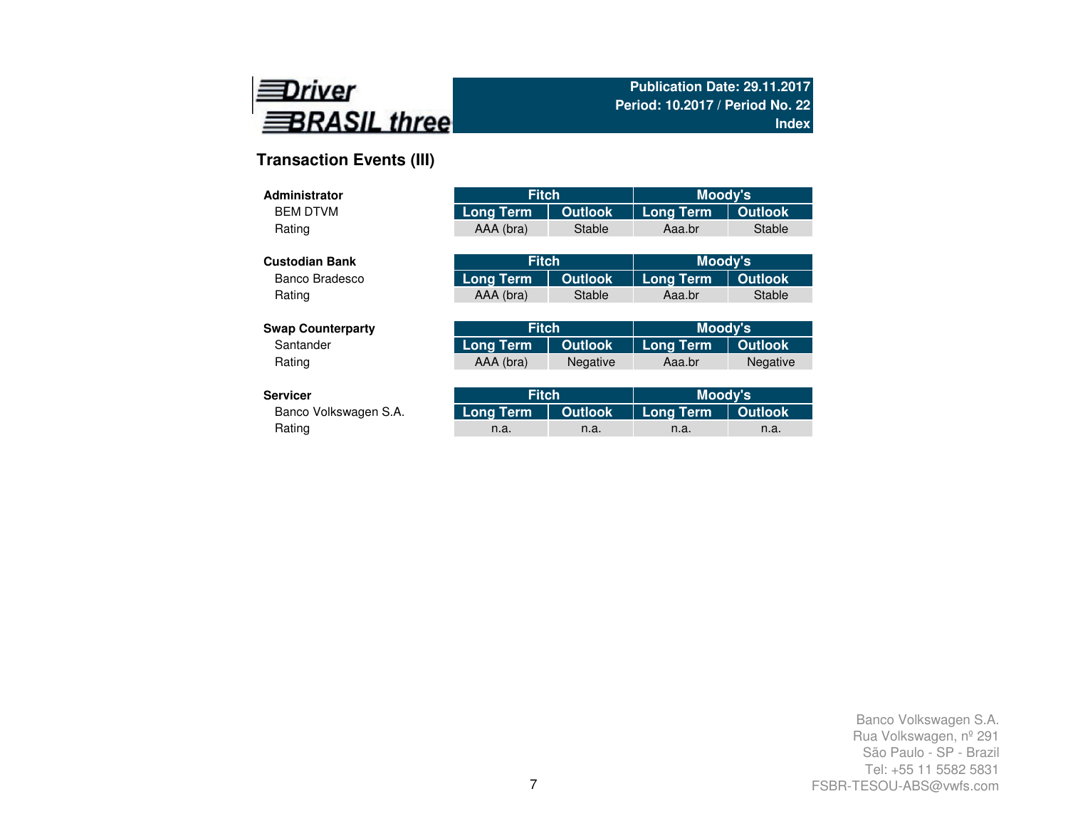Publication Date: 29.11.2017
Period: 10.2017 / Period No. 22
Index

## Transaction Events (III)

| Administrator | Fitch | | Moody's | |
|---|---|---|---|---|
| BEM DTVM | Long Term | Outlook | Long Term | Outlook |
| Rating | AAA (bra) | Stable | Aaa.br | Stable |

| Custodian Bank | Fitch | | Moody's | |
|---|---|---|---|---|
| Banco Bradesco | Long Term | Outlook | Long Term | Outlook |
| Rating | AAA (bra) | Stable | Aaa.br | Stable |

| Swap Counterparty | Fitch | | Moody's | |
|---|---|---|---|---|
| Santander | Long Term | Outlook | Long Term | Outlook |
| Rating | AAA (bra) | Negative | Aaa.br | Negative |

| Servicer | Fitch | | Moody's | |
|---|---|---|---|---|
| Banco Volkswagen S.A. | Long Term | Outlook | Long Term | Outlook |
| Rating | n.a. | n.a. | n.a. | n.a. |

Banco Volkswagen S.A.
Rua Volkswagen, nº 291
São Paulo - SP - Brazil
Tel: +55 11 5582 5831
FSBR-TESOU-ABS@vwfs.com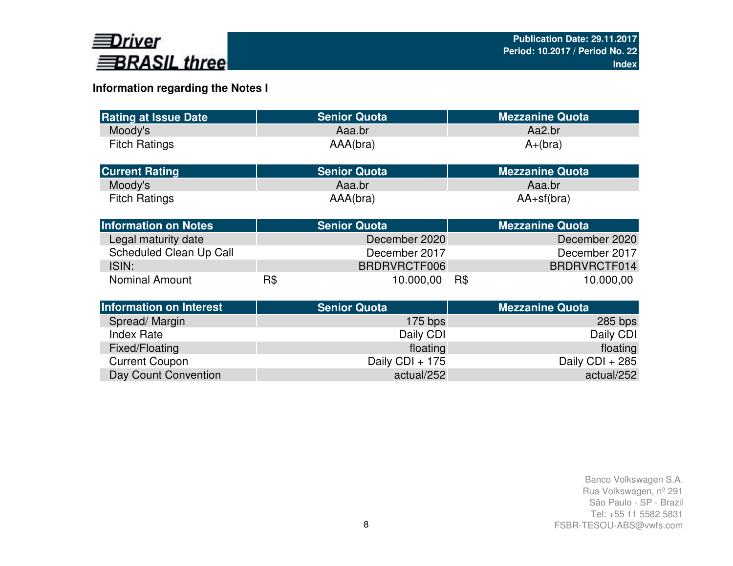## Information regarding the Notes I

| Rating at Issue Date | Senior Quota | Mezzanine Quota |
|---|---|---|
| Moody's | Aaa.br | Aa2.br |
| Fitch Ratings | AAA(bra) | A+(bra) |

| Current Rating | Senior Quota | Mezzanine Quota |
|---|---|---|
| Moody's | Aaa.br | Aaa.br |
| Fitch Ratings | AAA(bra) | AA+sf(bra) |

| Information on Notes | Senior Quota | Mezzanine Quota |
|---|---|---|
| Legal maturity date | December 2020 | December 2020 |
| Scheduled Clean Up Call | December 2017 | December 2017 |
| ISIN: | BRDRVRCTF006 | BRDRVRCTF014 |
| Nominal Amount | R$ 10.000,00 | R$ 10.000,00 |

| Information on Interest | Senior Quota | Mezzanine Quota |
|---|---|---|
| Spread/ Margin | 175 bps | 285 bps |
| Index Rate | Daily CDI | Daily CDI |
| Fixed/Floating | floating | floating |
| Current Coupon | Daily CDI + 175 | Daily CDI + 285 |
| Day Count Convention | actual/252 | actual/252 |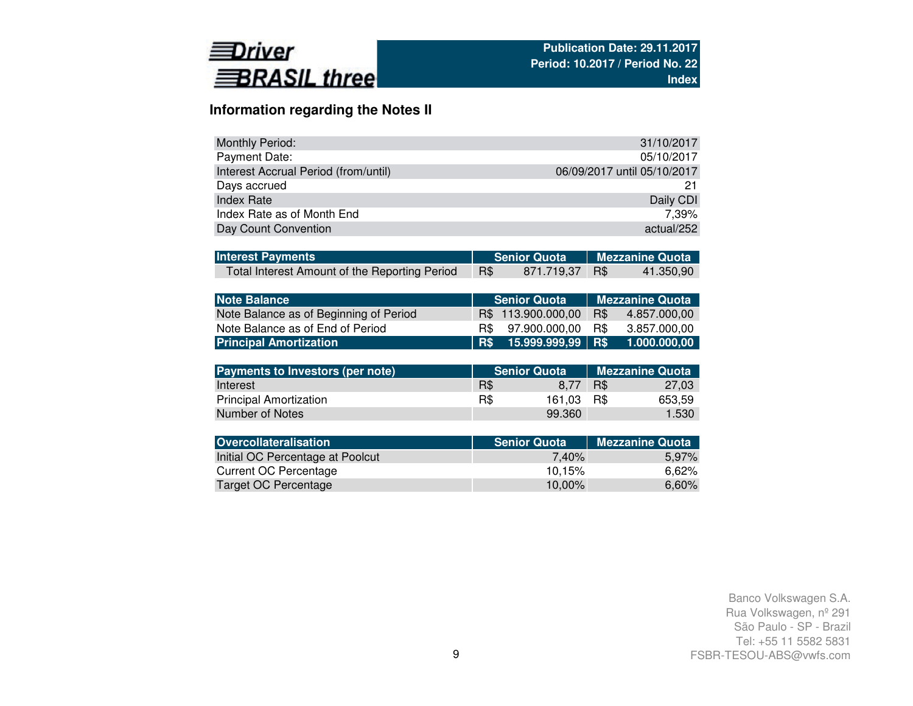Driver BRASIL three

**Publication Date: 29.11.2017**
**Period: 10.2017 / Period No. 22**
**Index**

## Information regarding the Notes II

| | |
|---|---|
| Monthly Period: | 31/10/2017 |
| Payment Date: | 05/10/2017 |
| Interest Accrual Period (from/until) | 06/09/2017 until 05/10/2017 |
| Days accrued | 21 |
| Index Rate | Daily CDI |
| Index Rate as of Month End | 7,39% |
| Day Count Convention | actual/252 |

| Interest Payments | Senior Quota | Mezzanine Quota |
|---|---|---|
| Total Interest Amount of the Reporting Period | R$ 871.719,37 | R$ 41.350,90 |

| Note Balance | Senior Quota | Mezzanine Quota |
|---|---|---|
| Note Balance as of Beginning of Period | R$ 113.900.000,00 | R$ 4.857.000,00 |
| Note Balance as of End of Period | R$ 97.900.000,00 | R$ 3.857.000,00 |
| **Principal Amortization** | **R$ 15.999.999,99** | **R$ 1.000.000,00** |

| Payments to Investors (per note) | Senior Quota | Mezzanine Quota |
|---|---|---|
| Interest | R$ 8,77 | R$ 27,03 |
| Principal Amortization | R$ 161,03 | R$ 653,59 |
| Number of Notes | 99.360 | 1.530 |

| Overcollateralisation | Senior Quota | Mezzanine Quota |
|---|---|---|
| Initial OC Percentage at Poolcut | 7,40% | 5,97% |
| Current OC Percentage | 10,15% | 6,62% |
| Target OC Percentage | 10,00% | 6,60% |

Banco Volkswagen S.A.
Rua Volkswagen, nº 291
São Paulo - SP - Brazil
Tel: +55 11 5582 5831
FSBR-TESOU-ABS@vwfs.com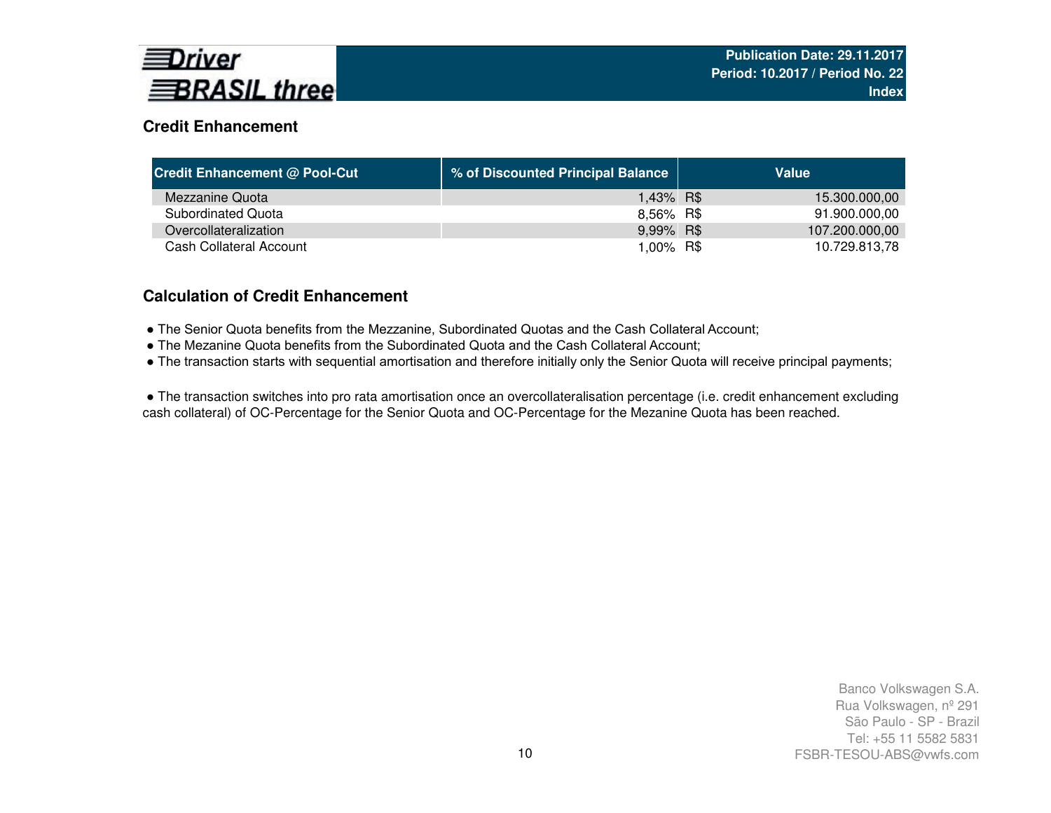## Credit Enhancement

| Credit Enhancement @ Pool-Cut | % of Discounted Principal Balance | Value |
|---|---|---|
| Mezzanine Quota | 1,43% | R$ 15.300.000,00 |
| Subordinated Quota | 8,56% | R$ 91.900.000,00 |
| Overcollateralization | 9,99% | R$ 107.200.000,00 |
| Cash Collateral Account | 1,00% | R$ 10.729.813,78 |

## Calculation of Credit Enhancement

- The Senior Quota benefits from the Mezzanine, Subordinated Quotas and the Cash Collateral Account;
- The Mezanine Quota benefits from the Subordinated Quota and the Cash Collateral Account;
- The transaction starts with sequential amortisation and therefore initially only the Senior Quota will receive principal payments;

- The transaction switches into pro rata amortisation once an overcollateralisation percentage (i.e. credit enhancement excluding cash collateral) of OC-Percentage for the Senior Quota and OC-Percentage for the Mezanine Quota has been reached.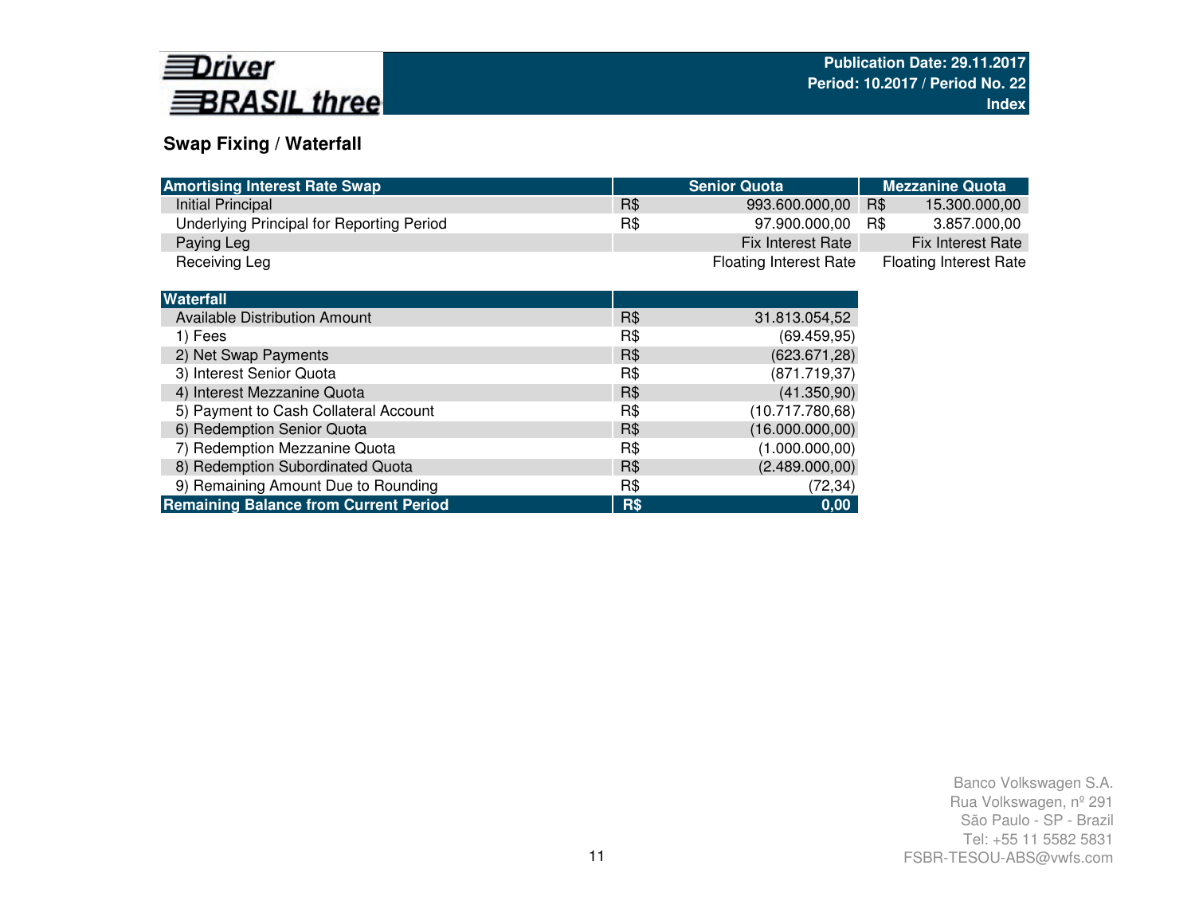## Swap Fixing / Waterfall

| Amortising Interest Rate Swap | Senior Quota | | Mezzanine Quota | |
|---|---|---|---|---|
| Initial Principal | R$ | 993.600.000,00 | R$ | 15.300.000,00 |
| Underlying Principal for Reporting Period | R$ | 97.900.000,00 | R$ | 3.857.000,00 |
| Paying Leg | | Fix Interest Rate | | Fix Interest Rate |
| Receiving Leg | | Floating Interest Rate | | Floating Interest Rate |

| Waterfall | | |
|---|---|---|
| Available Distribution Amount | R$ | 31.813.054,52 |
| 1) Fees | R$ | (69.459,95) |
| 2) Net Swap Payments | R$ | (623.671,28) |
| 3) Interest Senior Quota | R$ | (871.719,37) |
| 4) Interest Mezzanine Quota | R$ | (41.350,90) |
| 5) Payment to Cash Collateral Account | R$ | (10.717.780,68) |
| 6) Redemption Senior Quota | R$ | (16.000.000,00) |
| 7) Redemption Mezzanine Quota | R$ | (1.000.000,00) |
| 8) Redemption Subordinated Quota | R$ | (2.489.000,00) |
| 9) Remaining Amount Due to Rounding | R$ | (72,34) |
| **Remaining Balance from Current Period** | **R$** | **0,00** |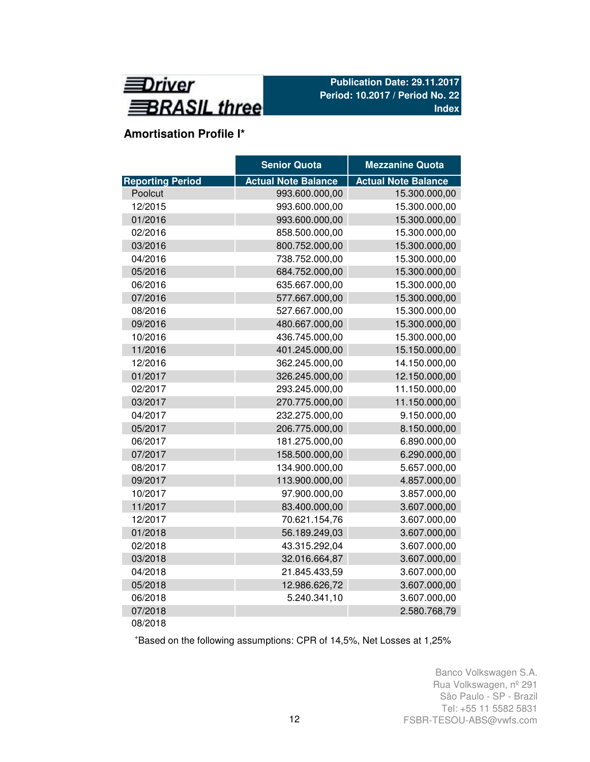Driver BRASIL three

**Publication Date: 29.11.2017**
**Period: 10.2017 / Period No. 22**
**Index**

## Amortisation Profile I*

| | Senior Quota | Mezzanine Quota |
|---|---|---|
| Reporting Period | Actual Note Balance | Actual Note Balance |
| Poolcut | 993.600.000,00 | 15.300.000,00 |
| 12/2015 | 993.600.000,00 | 15.300.000,00 |
| 01/2016 | 993.600.000,00 | 15.300.000,00 |
| 02/2016 | 858.500.000,00 | 15.300.000,00 |
| 03/2016 | 800.752.000,00 | 15.300.000,00 |
| 04/2016 | 738.752.000,00 | 15.300.000,00 |
| 05/2016 | 684.752.000,00 | 15.300.000,00 |
| 06/2016 | 635.667.000,00 | 15.300.000,00 |
| 07/2016 | 577.667.000,00 | 15.300.000,00 |
| 08/2016 | 527.667.000,00 | 15.300.000,00 |
| 09/2016 | 480.667.000,00 | 15.300.000,00 |
| 10/2016 | 436.745.000,00 | 15.300.000,00 |
| 11/2016 | 401.245.000,00 | 15.150.000,00 |
| 12/2016 | 362.245.000,00 | 14.150.000,00 |
| 01/2017 | 326.245.000,00 | 12.150.000,00 |
| 02/2017 | 293.245.000,00 | 11.150.000,00 |
| 03/2017 | 270.775.000,00 | 11.150.000,00 |
| 04/2017 | 232.275.000,00 | 9.150.000,00 |
| 05/2017 | 206.775.000,00 | 8.150.000,00 |
| 06/2017 | 181.275.000,00 | 6.890.000,00 |
| 07/2017 | 158.500.000,00 | 6.290.000,00 |
| 08/2017 | 134.900.000,00 | 5.657.000,00 |
| 09/2017 | 113.900.000,00 | 4.857.000,00 |
| 10/2017 | 97.900.000,00 | 3.857.000,00 |
| 11/2017 | 83.400.000,00 | 3.607.000,00 |
| 12/2017 | 70.621.154,76 | 3.607.000,00 |
| 01/2018 | 56.189.249,03 | 3.607.000,00 |
| 02/2018 | 43.315.292,04 | 3.607.000,00 |
| 03/2018 | 32.016.664,87 | 3.607.000,00 |
| 04/2018 | 21.845.433,59 | 3.607.000,00 |
| 05/2018 | 12.986.626,72 | 3.607.000,00 |
| 06/2018 | 5.240.341,10 | 3.607.000,00 |
| 07/2018 | | 2.580.768,79 |
| 08/2018 | | |

*Based on the following assumptions: CPR of 14,5%, Net Losses at 1,25%

Banco Volkswagen S.A.
Rua Volkswagen, nº 291
São Paulo - SP - Brazil
Tel: +55 11 5582 5831
FSBR-TESOU-ABS@vwfs.com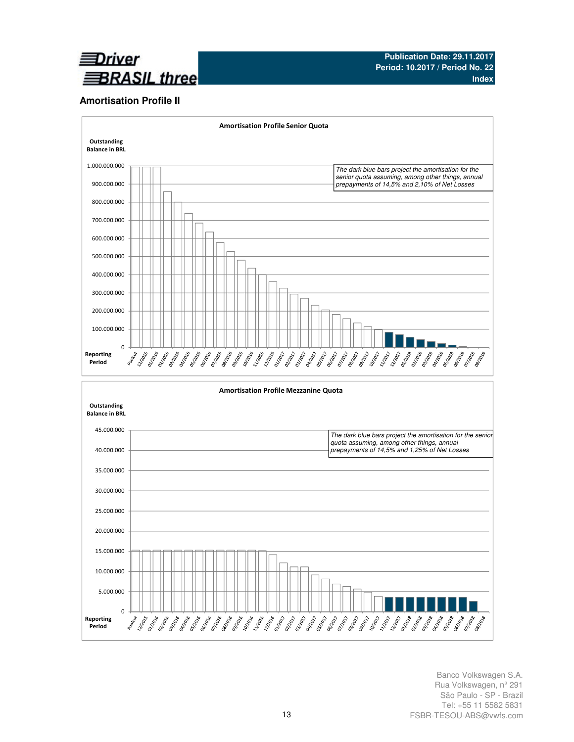## Amortisation Profile II

**Amortisation Profile Senior Quota**

Outstanding Balance in BRL

*The dark blue bars project the amortisation for the senior quota assuming, among other things, annual prepayments of 14,5% and 2,10% of Net Losses*

Reporting Period

**Amortisation Profile Mezzanine Quota**

Outstanding Balance in BRL

*The dark blue bars project the amortisation for the senior quota assuming, among other things, annual prepayments of 14,5% and 1,25% of Net Losses*

Reporting Period

Banco Volkswagen S.A.
Rua Volkswagen, nº 291
São Paulo - SP - Brazil
Tel: +55 11 5582 5831
FSBR-TESOU-ABS@vwfs.com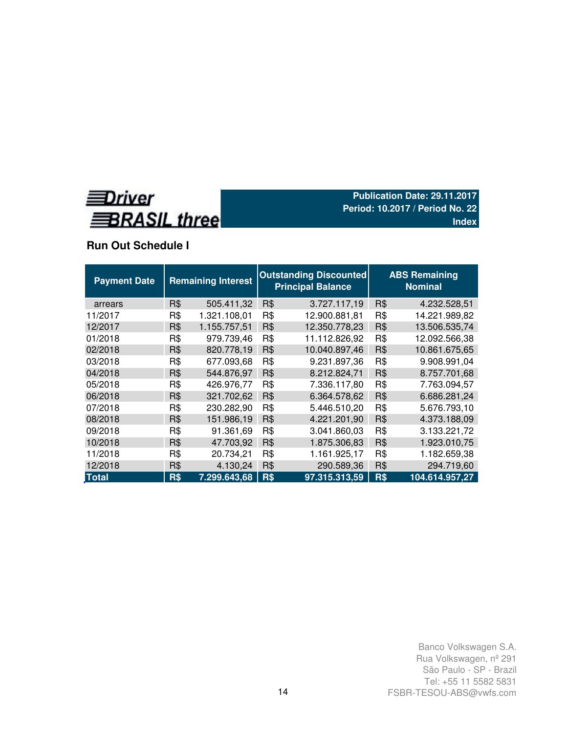Driver BRASIL three

Publication Date: 29.11.2017
Period: 10.2017 / Period No. 22
Index

## Run Out Schedule I

| Payment Date | Remaining Interest | | Outstanding Discounted Principal Balance | | ABS Remaining Nominal | |
|---|---|---|---|---|---|---|
| arrears | R$ | 505.411,32 | R$ | 3.727.117,19 | R$ | 4.232.528,51 |
| 11/2017 | R$ | 1.321.108,01 | R$ | 12.900.881,81 | R$ | 14.221.989,82 |
| 12/2017 | R$ | 1.155.757,51 | R$ | 12.350.778,23 | R$ | 13.506.535,74 |
| 01/2018 | R$ | 979.739,46 | R$ | 11.112.826,92 | R$ | 12.092.566,38 |
| 02/2018 | R$ | 820.778,19 | R$ | 10.040.897,46 | R$ | 10.861.675,65 |
| 03/2018 | R$ | 677.093,68 | R$ | 9.231.897,36 | R$ | 9.908.991,04 |
| 04/2018 | R$ | 544.876,97 | R$ | 8.212.824,71 | R$ | 8.757.701,68 |
| 05/2018 | R$ | 426.976,77 | R$ | 7.336.117,80 | R$ | 7.763.094,57 |
| 06/2018 | R$ | 321.702,62 | R$ | 6.364.578,62 | R$ | 6.686.281,24 |
| 07/2018 | R$ | 230.282,90 | R$ | 5.446.510,20 | R$ | 5.676.793,10 |
| 08/2018 | R$ | 151.986,19 | R$ | 4.221.201,90 | R$ | 4.373.188,09 |
| 09/2018 | R$ | 91.361,69 | R$ | 3.041.860,03 | R$ | 3.133.221,72 |
| 10/2018 | R$ | 47.703,92 | R$ | 1.875.306,83 | R$ | 1.923.010,75 |
| 11/2018 | R$ | 20.734,21 | R$ | 1.161.925,17 | R$ | 1.182.659,38 |
| 12/2018 | R$ | 4.130,24 | R$ | 290.589,36 | R$ | 294.719,60 |
| **Total** | **R$** | **7.299.643,68** | **R$** | **97.315.313,59** | **R$** | **104.614.957,27** |

Banco Volkswagen S.A.
Rua Volkswagen, nº 291
São Paulo - SP - Brazil
Tel: +55 11 5582 5831
FSBR-TESOU-ABS@vwfs.com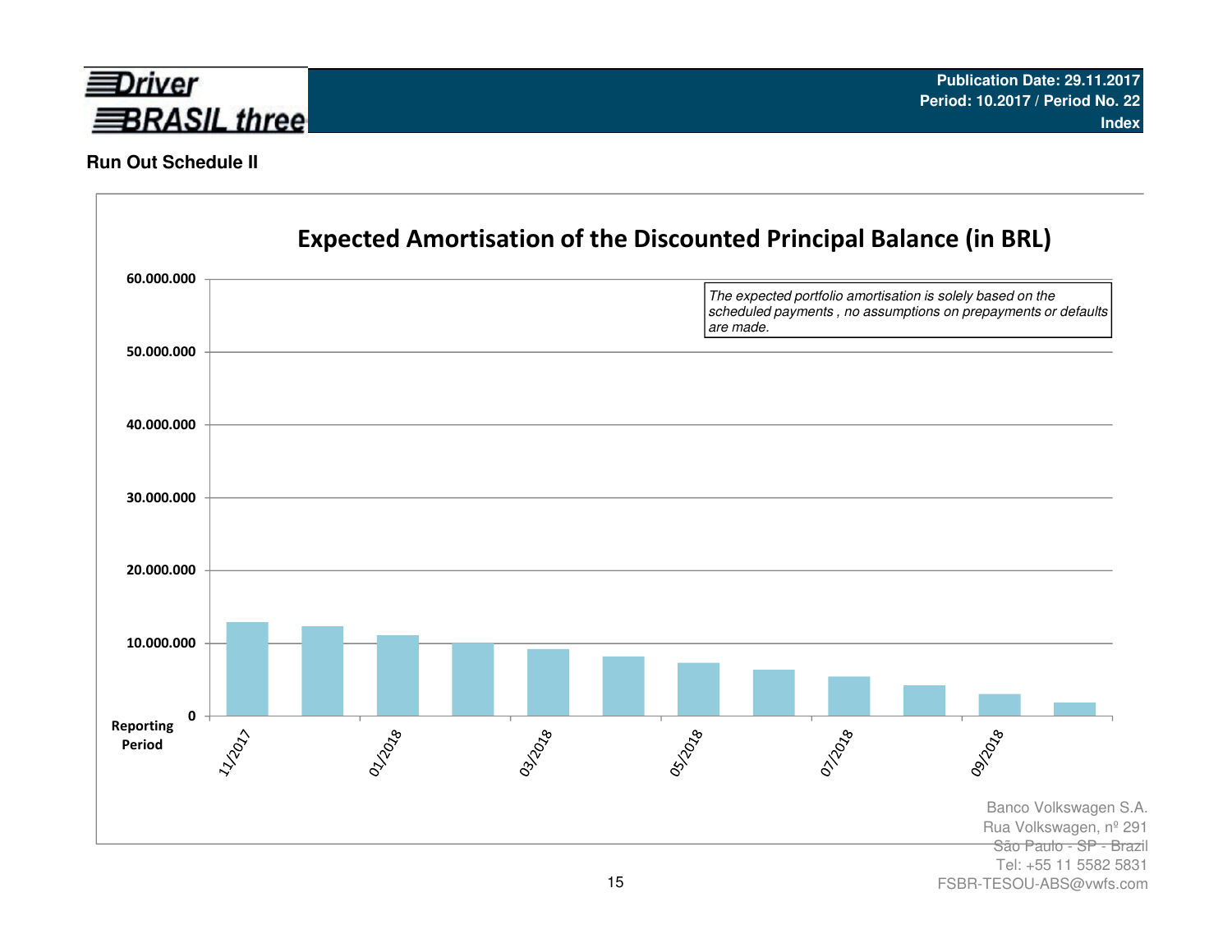## Run Out Schedule II

### Expected Amortisation of the Discounted Principal Balance (in BRL)

*The expected portfolio amortisation is solely based on the scheduled payments , no assumptions on prepayments or defaults are made.*

Y-axis: 0; 10.000.000; 20.000.000; 30.000.000; 40.000.000; 50.000.000; 60.000.000

X-axis (Reporting Period): 11/2017; 01/2018; 03/2018; 05/2018; 07/2018; 09/2018

Banco Volkswagen S.A.
Rua Volkswagen, nº 291
São Paulo - SP - Brazil
Tel: +55 11 5582 5831
FSBR-TESOU-ABS@vwfs.com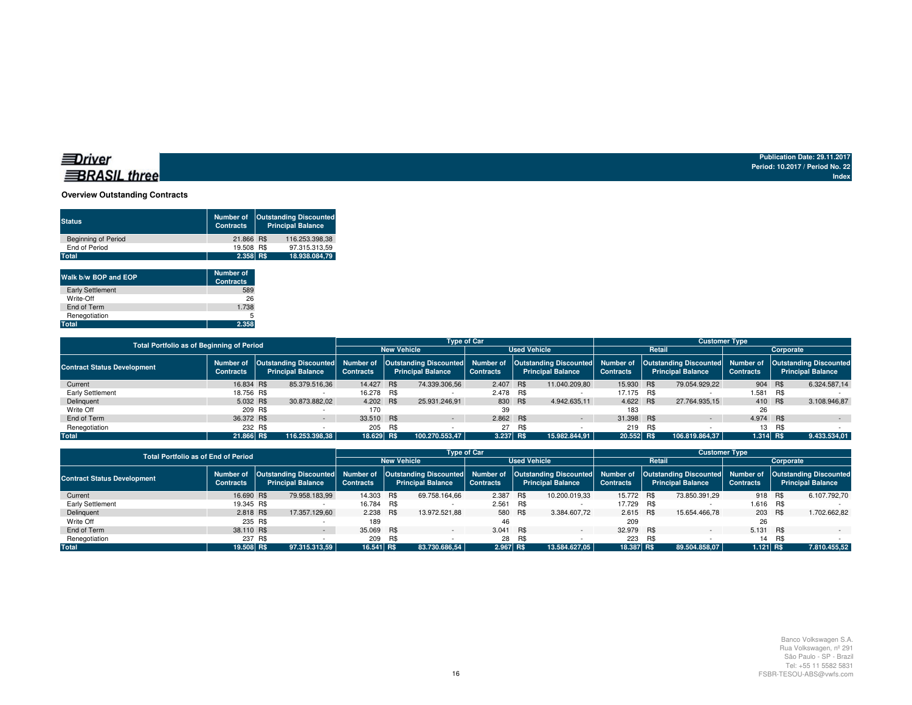Driver BRASIL three

Publication Date: 29.11.2017
Period: 10.2017 / Period No. 22
Index

## Overview Outstanding Contracts

| Status | Number of Contracts | Outstanding Discounted Principal Balance |
|---|---|---|
| Beginning of Period | 21.866 | R$ 116.253.398,38 |
| End of Period | 19.508 | R$ 97.315.313,59 |
| **Total** | **2.358** | **R$ 18.938.084,79** |

| Walk b/w BOP and EOP | Number of Contracts |
|---|---|
| Early Settlement | 589 |
| Write-Off | 26 |
| End of Term | 1.738 |
| Renegotiation | 5 |
| **Total** | **2.358** |

| Total Portfolio as of Beginning of Period | | | Type of Car | | | | Customer Type | | | |
|---|---|---|---|---|---|---|---|---|---|---|
| | | | New Vehicle | | Used Vehicle | | Retail | | Corporate | |
| Contract Status Development | Number of Contracts | Outstanding Discounted Principal Balance | Number of Contracts | Outstanding Discounted Principal Balance | Number of Contracts | Outstanding Discounted Principal Balance | Number of Contracts | Outstanding Discounted Principal Balance | Number of Contracts | Outstanding Discounted Principal Balance |
| Current | 16.834 | R$ 85.379.516,36 | 14.427 | R$ 74.339.306,56 | 2.407 | R$ 11.040.209,80 | 15.930 | R$ 79.054.929,22 | 904 | R$ 6.324.587,14 |
| Early Settlement | 18.756 | R$ - | 16.278 | R$ - | 2.478 | R$ - | 17.175 | R$ - | 1.581 | R$ - |
| Delinquent | 5.032 | R$ 30.873.882,02 | 4.202 | R$ 25.931.246,91 | 830 | R$ 4.942.635,11 | 4.622 | R$ 27.764.935,15 | 410 | R$ 3.108.946,87 |
| Write Off | 209 | R$ - | 170 | | 39 | | 183 | | 26 | |
| End of Term | 36.372 | R$ - | 33.510 | R$ - | 2.862 | R$ - | 31.398 | R$ - | 4.974 | R$ - |
| Renegotiation | 232 | R$ - | 205 | R$ - | 27 | R$ - | 219 | R$ - | 13 | R$ - |
| **Total** | **21.866** | **R$ 116.253.398,38** | **18.629** | **R$ 100.270.553,47** | **3.237** | **R$ 15.982.844,91** | **20.552** | **R$ 106.819.864,37** | **1.314** | **R$ 9.433.534,01** |

| Total Portfolio as of End of Period | | | Type of Car | | | | Customer Type | | | |
|---|---|---|---|---|---|---|---|---|---|---|
| | | | New Vehicle | | Used Vehicle | | Retail | | Corporate | |
| Contract Status Development | Number of Contracts | Outstanding Discounted Principal Balance | Number of Contracts | Outstanding Discounted Principal Balance | Number of Contracts | Outstanding Discounted Principal Balance | Number of Contracts | Outstanding Discounted Principal Balance | Number of Contracts | Outstanding Discounted Principal Balance |
| Current | 16.690 | R$ 79.958.183,99 | 14.303 | R$ 69.758.164,66 | 2.387 | R$ 10.200.019,33 | 15.772 | R$ 73.850.391,29 | 918 | R$ 6.107.792,70 |
| Early Settlement | 19.345 | R$ - | 16.784 | R$ - | 2.561 | R$ - | 17.729 | R$ - | 1.616 | R$ - |
| Delinquent | 2.818 | R$ 17.357.129,60 | 2.238 | R$ 13.972.521,88 | 580 | R$ 3.384.607,72 | 2.615 | R$ 15.654.466,78 | 203 | R$ 1.702.662,82 |
| Write Off | 235 | R$ - | 189 | | 46 | | 209 | | 26 | |
| End of Term | 38.110 | R$ - | 35.069 | R$ - | 3.041 | R$ - | 32.979 | R$ - | 5.131 | R$ - |
| Renegotiation | 237 | R$ - | 209 | R$ - | 28 | R$ - | 223 | R$ - | 14 | R$ - |
| **Total** | **19.508** | **R$ 97.315.313,59** | **16.541** | **R$ 83.730.686,54** | **2.967** | **R$ 13.584.627,05** | **18.387** | **R$ 89.504.858,07** | **1.121** | **R$ 7.810.455,52** |

Banco Volkswagen S.A.
Rua Volkswagen, nº 291
São Paulo - SP - Brazil
Tel: +55 11 5582 5831
FSBR-TESOU-ABS@vwfs.com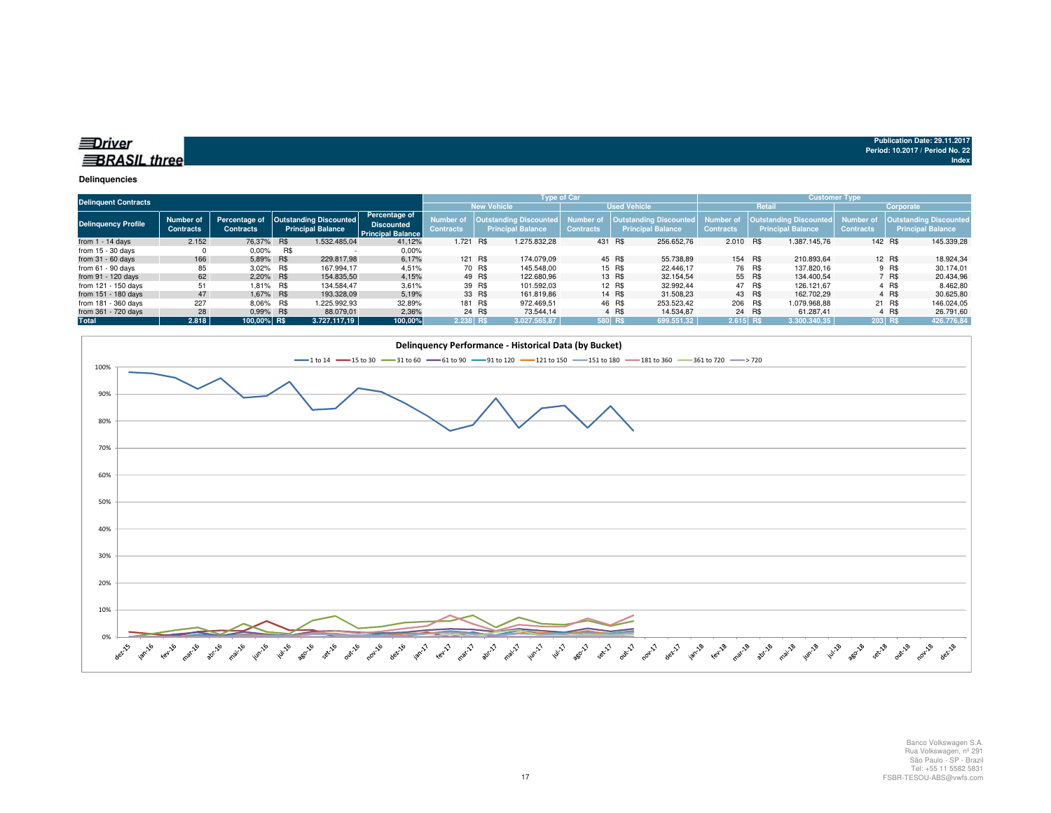**Driver BRASIL three**

Publication Date: 29.11.2017
Period: 10.2017 / Period No. 22
Index

## Delinquencies

| Delinquent Contracts | | | | | Type of Car | | | | Customer Type | | | |
|---|---|---|---|---|---|---|---|---|---|---|---|---|
| | | | | | New Vehicle | | Used Vehicle | | Retail | | Corporate | |
| Delinquency Profile | Number of Contracts | Percentage of Contracts | Outstanding Discounted Principal Balance | Percentage of Discounted Principal Balance | Number of Contracts | Outstanding Discounted Principal Balance | Number of Contracts | Outstanding Discounted Principal Balance | Number of Contracts | Outstanding Discounted Principal Balance | Number of Contracts | Outstanding Discounted Principal Balance |
| from 1 - 14 days | 2.152 | 76,37% | R$ 1.532.485,04 | 41,12% | 1.721 | R$ 1.275.832,28 | 431 | R$ 256.652,76 | 2.010 | R$ 1.387.145,76 | 142 | R$ 145.339,28 |
| from 15 - 30 days | 0 | 0,00% | R$ - | 0,00% | | | | | | | | |
| from 31 - 60 days | 166 | 5,89% | R$ 229.817,98 | 6,17% | 121 | R$ 174.079,09 | 45 | R$ 55.738,89 | 154 | R$ 210.893,64 | 12 | R$ 18.924,34 |
| from 61 - 90 days | 85 | 3,02% | R$ 167.994,17 | 4,51% | 70 | R$ 145.548,00 | 15 | R$ 22.446,17 | 76 | R$ 137.820,16 | 9 | R$ 30.174,01 |
| from 91 - 120 days | 62 | 2,20% | R$ 154.835,50 | 4,15% | 49 | R$ 122.680,96 | 13 | R$ 32.154,54 | 55 | R$ 134.400,54 | 7 | R$ 20.434,96 |
| from 121 - 150 days | 51 | 1,81% | R$ 134.584,47 | 3,61% | 39 | R$ 101.592,03 | 12 | R$ 32.992,44 | 47 | R$ 126.121,67 | 4 | R$ 8.462,80 |
| from 151 - 180 days | 47 | 1,67% | R$ 193.328,09 | 5,19% | 33 | R$ 161.819,86 | 14 | R$ 31.508,23 | 43 | R$ 162.702,29 | 4 | R$ 30.625,80 |
| from 181 - 360 days | 227 | 8,06% | R$ 1.225.992,93 | 32,89% | 181 | R$ 972.469,51 | 46 | R$ 253.523,42 | 206 | R$ 1.079.968,88 | 21 | R$ 146.024,05 |
| from 361 - 720 days | 28 | 0,99% | R$ 88.079,01 | 2,36% | 24 | R$ 73.544,14 | 4 | R$ 14.534,87 | 24 | R$ 61.287,41 | 4 | R$ 26.791,60 |
| **Total** | **2.818** | **100,00%** | **R$ 3.727.117,19** | **100,00%** | **2.238** | **R$ 3.027.565,87** | **580** | **R$ 699.551,32** | **2.615** | **R$ 3.300.340,35** | **203** | **R$ 426.776,84** |

**Delinquency Performance - Historical Data (by Bucket)**

Legend: 1 to 14, 15 to 30, 31 to 60, 61 to 90, 91 to 120, 121 to 150, 151 to 180, 181 to 360, 361 to 720, > 720

Y-axis: 0%, 10%, 20%, 30%, 40%, 50%, 60%, 70%, 80%, 90%, 100%

X-axis: dez-15, jan-16, fev-16, mar-16, abr-16, mai-16, jun-16, jul-16, ago-16, set-16, out-16, nov-16, dez-16, jan-17, fev-17, mar-17, abr-17, mai-17, jun-17, jul-17, ago-17, set-17, out-17, nov-17, dez-17, jan-18, fev-18, mar-18, abr-18, mai-18, jun-18, jul-18, ago-18, set-18, out-18, nov-18, dez-18

Banco Volkswagen S.A.
Rua Volkswagen, nº 291
São Paulo - SP - Brazil
Tel: +55 11 5582 5831
FSBR-TESOU-ABS@vwfs.com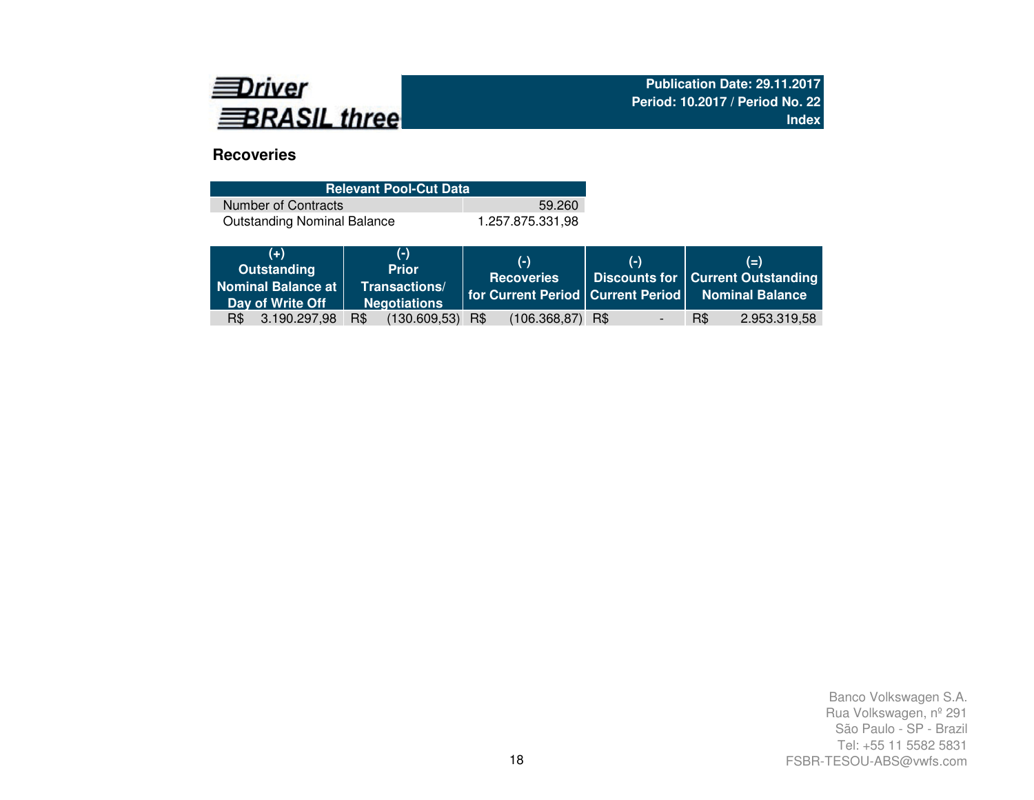Driver BRASIL three

Publication Date: 29.11.2017
Period: 10.2017 / Period No. 22
Index

## Recoveries

| Relevant Pool-Cut Data | |
|---|---|
| Number of Contracts | 59.260 |
| Outstanding Nominal Balance | 1.257.875.331,98 |

| (+) Outstanding Nominal Balance at Day of Write Off | (-) Prior Transactions/ Negotiations | (-) Recoveries for Current Period | (-) Discounts for Current Period | (=) Current Outstanding Nominal Balance |
|---|---|---|---|---|
| R$ 3.190.297,98 | R$ (130.609,53) | R$ (106.368,87) | R$ - | R$ 2.953.319,58 |

Banco Volkswagen S.A.
Rua Volkswagen, nº 291
São Paulo - SP - Brazil
Tel: +55 11 5582 5831
FSBR-TESOU-ABS@vwfs.com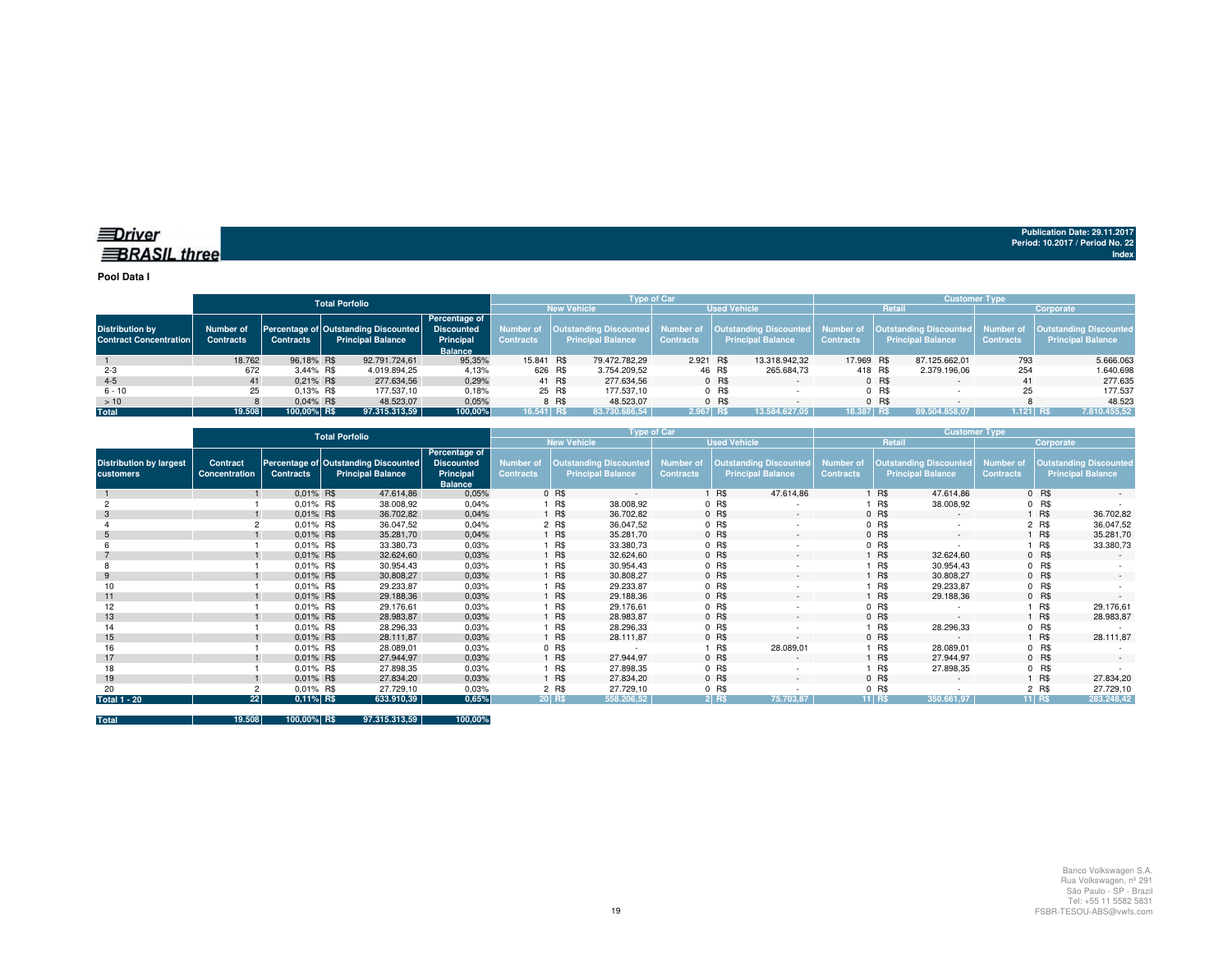Driver BRASIL three

Publication Date: 29.11.2017
Period: 10.2017 / Period No. 22
Index

**Pool Data I**

| Distribution by Contract Concentration | Total Porfolio | | | | Type of Car | | | | Customer Type | | | |
|---|---|---|---|---|---|---|---|---|---|---|---|---|
| | | | | | New Vehicle | | Used Vehicle | | Retail | | Corporate | |
| | Number of Contracts | Percentage of Contracts | Outstanding Discounted Principal Balance | Percentage of Discounted Principal Balance | Number of Contracts | Outstanding Discounted Principal Balance | Number of Contracts | Outstanding Discounted Principal Balance | Number of Contracts | Outstanding Discounted Principal Balance | Number of Contracts | Outstanding Discounted Principal Balance |
| 1 | 18.762 | 96,18% | R$ 92.791.724,61 | 95,35% | 15.841 | R$ 79.472.782,29 | 2.921 | R$ 13.318.942,32 | 17.969 | R$ 87.125.662,01 | 793 | 5.666.063 |
| 2-3 | 672 | 3,44% | R$ 4.019.894,25 | 4,13% | 626 | R$ 3.754.209,52 | 46 | R$ 265.684,73 | 418 | R$ 2.379.196,06 | 254 | 1.640.698 |
| 4-5 | 41 | 0,21% | R$ 277.634,56 | 0,29% | 41 | R$ 277.634,56 | 0 | R$ - | 0 | R$ - | 41 | 277.635 |
| 6 - 10 | 25 | 0,13% | R$ 177.537,10 | 0,18% | 25 | R$ 177.537,10 | 0 | R$ - | 0 | R$ - | 25 | 177.537 |
| > 10 | 8 | 0,04% | R$ 48.523,07 | 0,05% | 8 | R$ 48.523,07 | 0 | R$ - | 0 | R$ - | 8 | 48.523 |
| **Total** | **19.508** | **100,00%** | **R$ 97.315.313,59** | **100,00%** | **16.541** | **R$ 83.730.686,54** | **2.967** | **R$ 13.584.627,05** | **18.387** | **R$ 89.504.858,07** | **1.121** | **R$ 7.810.455,52** |

| Distribution by largest customers | Total Porfolio | | | | Type of Car | | | | Customer Type | | | |
|---|---|---|---|---|---|---|---|---|---|---|---|---|
| | | | | | New Vehicle | | Used Vehicle | | Retail | | Corporate | |
| | Contract Concentration | Percentage of Contracts | Outstanding Discounted Principal Balance | Percentage of Discounted Principal Balance | Number of Contracts | Outstanding Discounted Principal Balance | Number of Contracts | Outstanding Discounted Principal Balance | Number of Contracts | Outstanding Discounted Principal Balance | Number of Contracts | Outstanding Discounted Principal Balance |
| 1 | 1 | 0,01% | R$ 47.614,86 | 0,05% | 0 | R$ - | 1 | R$ 47.614,86 | 1 | R$ 47.614,86 | 0 | R$ - |
| 2 | 1 | 0,01% | R$ 38.008,92 | 0,04% | 1 | R$ 38.008,92 | 0 | R$ - | 1 | R$ 38.008,92 | 0 | R$ - |
| 3 | 1 | 0,01% | R$ 36.702,82 | 0,04% | 1 | R$ 36.702,82 | 0 | R$ - | 0 | R$ - | 1 | R$ 36.702,82 |
| 4 | 2 | 0,01% | R$ 36.047,52 | 0,04% | 2 | R$ 36.047,52 | 0 | R$ - | 0 | R$ - | 2 | R$ 36.047,52 |
| 5 | 1 | 0,01% | R$ 35.281,70 | 0,04% | 1 | R$ 35.281,70 | 0 | R$ - | 0 | R$ - | 1 | R$ 35.281,70 |
| 6 | 1 | 0,01% | R$ 33.380,73 | 0,03% | 1 | R$ 33.380,73 | 0 | R$ - | 0 | R$ - | 1 | R$ 33.380,73 |
| 7 | 1 | 0,01% | R$ 32.624,60 | 0,03% | 1 | R$ 32.624,60 | 0 | R$ - | 1 | R$ 32.624,60 | 0 | R$ - |
| 8 | 1 | 0,01% | R$ 30.954,43 | 0,03% | 1 | R$ 30.954,43 | 0 | R$ - | 1 | R$ 30.954,43 | 0 | R$ - |
| 9 | 1 | 0,01% | R$ 30.808,27 | 0,03% | 1 | R$ 30.808,27 | 0 | R$ - | 1 | R$ 30.808,27 | 0 | R$ - |
| 10 | 1 | 0,01% | R$ 29.233,87 | 0,03% | 1 | R$ 29.233,87 | 0 | R$ - | 1 | R$ 29.233,87 | 0 | R$ - |
| 11 | 1 | 0,01% | R$ 29.188,36 | 0,03% | 1 | R$ 29.188,36 | 0 | R$ - | 1 | R$ 29.188,36 | 0 | R$ - |
| 12 | 1 | 0,01% | R$ 29.176,61 | 0,03% | 1 | R$ 29.176,61 | 0 | R$ - | 0 | R$ - | 1 | R$ 29.176,61 |
| 13 | 1 | 0,01% | R$ 28.983,87 | 0,03% | 1 | R$ 28.983,87 | 0 | R$ - | 0 | R$ - | 1 | R$ 28.983,87 |
| 14 | 1 | 0,01% | R$ 28.296,33 | 0,03% | 1 | R$ 28.296,33 | 0 | R$ - | 1 | R$ 28.296,33 | 0 | R$ - |
| 15 | 1 | 0,01% | R$ 28.111,87 | 0,03% | 1 | R$ 28.111,87 | 0 | R$ - | 0 | R$ - | 1 | R$ 28.111,87 |
| 16 | 1 | 0,01% | R$ 28.089,01 | 0,03% | 0 | R$ - | 1 | R$ 28.089,01 | 1 | R$ 28.089,01 | 0 | R$ - |
| 17 | 1 | 0,01% | R$ 27.944,97 | 0,03% | 1 | R$ 27.944,97 | 0 | R$ - | 1 | R$ 27.944,97 | 0 | R$ - |
| 18 | 1 | 0,01% | R$ 27.898,35 | 0,03% | 1 | R$ 27.898,35 | 0 | R$ - | 1 | R$ 27.898,35 | 0 | R$ - |
| 19 | 1 | 0,01% | R$ 27.834,20 | 0,03% | 1 | R$ 27.834,20 | 0 | R$ - | 0 | R$ - | 1 | R$ 27.834,20 |
| 20 | 2 | 0,01% | R$ 27.729,10 | 0,03% | 2 | R$ 27.729,10 | 0 | R$ - | 0 | R$ - | 2 | R$ 27.729,10 |
| **Total 1 - 20** | **22** | **0,11%** | **R$ 633.910,39** | **0,65%** | **20** | **R$ 558.206,52** | **2** | **R$ 75.703,87** | **11** | **R$ 350.661,97** | **11** | **R$ 283.248,42** |
| | | | | | | | | | | | | |
| **Total** | **19.508** | **100,00%** | **R$ 97.315.313,59** | **100,00%** | | | | | | | | |

Banco Volkswagen S.A.
Rua Volkswagen, nº 291
São Paulo - SP - Brazil
Tel: +55 11 5582 5831
FSBR-TESOU-ABS@vwfs.com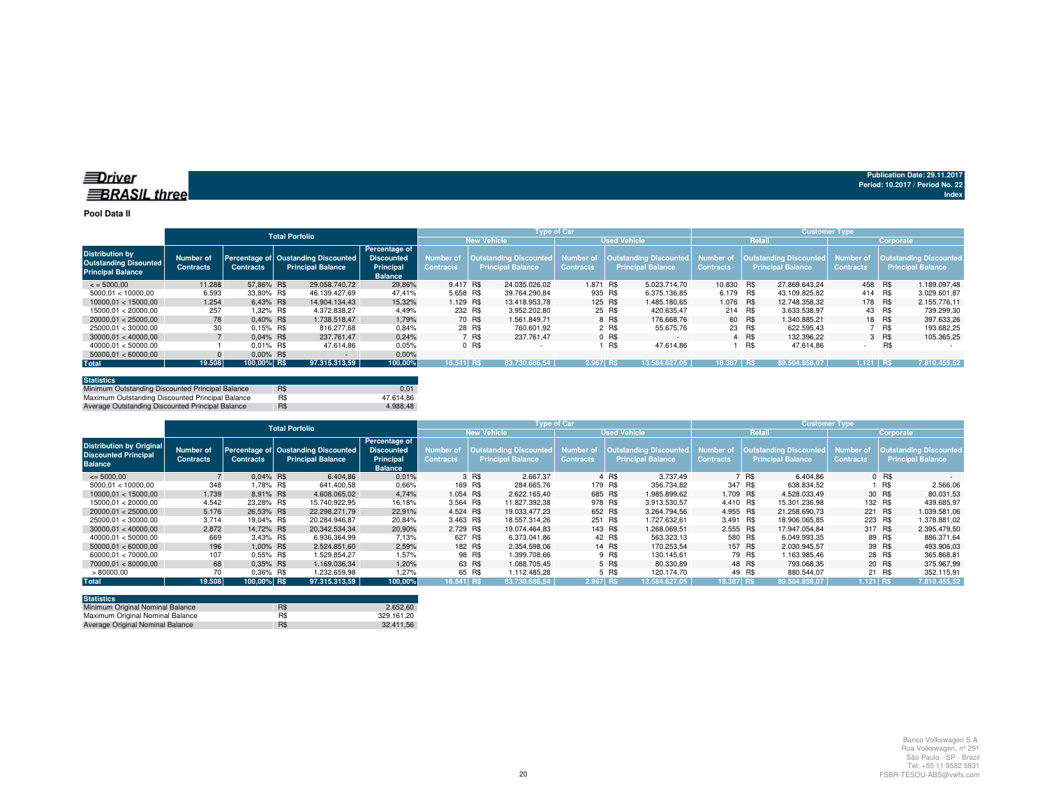**Driver BRASIL three**

Publication Date: 29.11.2017
Period: 10.2017 / Period No. 22
Index

## Pool Data II

| Distribution by Outstanding Discounted Principal Balance | Total Porfolio | | | | Type of Car | | | | Customer Type | | | |
|---|---|---|---|---|---|---|---|---|---|---|---|---|
| | | | | | New Vehicle | | Used Vehicle | | Retail | | Corporate | |
| | Number of Contracts | Percentage of Contracts | Oustanding Discounted Principal Balance | Percentage of Discounted Principal Balance | Number of Contracts | Outstanding Discounted Principal Balance | Number of Contracts | Outstanding Discounted Principal Balance | Number of Contracts | Outstanding Discounted Principal Balance | Number of Contracts | Outstanding Discounted Principal Balance |
| < = 5000,00 | 11.288 | 57,86% | R$ 29.058.740,72 | 29,86% | 9.417 | R$ 24.035.026,02 | 1.871 | R$ 5.023.714,70 | 10.830 | R$ 27.869.643,24 | 458 | R$ 1.189.097,48 |
| 5000,01 < 10000,00 | 6.593 | 33,80% | R$ 46.139.427,69 | 47,41% | 5.658 | R$ 39.764.290,84 | 935 | R$ 6.375.136,85 | 6.179 | R$ 43.109.825,82 | 414 | R$ 3.029.601,87 |
| 10000,01 < 15000,00 | 1.254 | 6,43% | R$ 14.904.134,43 | 15,32% | 1.129 | R$ 13.418.953,78 | 125 | R$ 1.485.180,65 | 1.076 | R$ 12.748.358,32 | 178 | R$ 2.155.776,11 |
| 15000,01 < 20000,00 | 257 | 1,32% | R$ 4.372.838,27 | 4,49% | 232 | R$ 3.952.202,80 | 25 | R$ 420.635,47 | 214 | R$ 3.633.538,97 | 43 | R$ 739.299,30 |
| 20000,01 < 25000,00 | 78 | 0,40% | R$ 1.738.518,47 | 1,79% | 70 | R$ 1.561.849,71 | 8 | R$ 176.668,76 | 60 | R$ 1.340.885,21 | 18 | R$ 397.633,26 |
| 25000,01 < 30000,00 | 30 | 0,15% | R$ 816.277,68 | 0,84% | 28 | R$ 760.601,92 | 2 | R$ 55.675,76 | 23 | R$ 622.595,43 | 7 | R$ 193.682,25 |
| 30000,01 < 40000,00 | 7 | 0,04% | R$ 237.761,47 | 0,24% | 7 | R$ 237.761,47 | 0 | R$ - | 4 | R$ 132.396,22 | 3 | R$ 105.365,25 |
| 40000,01 < 50000,00 | 1 | 0,01% | R$ 47.614,86 | 0,05% | 0 | R$ - | 1 | R$ 47.614,86 | 1 | R$ 47.614,86 | - | R$ - |
| 50000,01 < 60000,00 | 0 | 0,00% | R$ - | 0,00% | | | | | | | | |
| **Total** | **19.508** | **100,00%** | **R$ 97.315.313,59** | **100,00%** | **16.541** | **R$ 83.730.686,54** | **2.967** | **R$ 13.584.627,05** | **18.387** | **R$ 89.504.858,07** | **1.121** | **R$ 7.810.455,52** |

| Statistics | | |
|---|---|---|
| Minimum Outstanding Discounted Principal Balance | R$ | 0,01 |
| Maximum Outstanding Discounted Principal Balance | R$ | 47.614,86 |
| Average Outstanding Discounted Principal Balance | R$ | 4.988,48 |

| Distribution by Original Discounted Principal Balance | Total Porfolio | | | | Type of Car | | | | Customer Type | | | |
|---|---|---|---|---|---|---|---|---|---|---|---|---|
| | | | | | New Vehicle | | Used Vehicle | | Retail | | Corporate | |
| | Number of Contracts | Percentage of Contracts | Oustanding Discounted Principal Balance | Percentage of Discounted Principal Balance | Number of Contracts | Outstanding Discounted Principal Balance | Number of Contracts | Outstanding Discounted Principal Balance | Number of Contracts | Outstanding Discounted Principal Balance | Number of Contracts | Outstanding Discounted Principal Balance |
| <= 5000,00 | 7 | 0,04% | R$ 6.404,86 | 0,01% | 3 | R$ 2.667,37 | 4 | R$ 3.737,49 | 7 | R$ 6.404,86 | 0 | R$ - |
| 5000,01 < 10000,00 | 348 | 1,78% | R$ 641.400,58 | 0,66% | 169 | R$ 284.665,76 | 179 | R$ 356.734,82 | 347 | R$ 638.834,52 | 1 | R$ 2.566,06 |
| 10000,01 < 15000,00 | 1.739 | 8,91% | R$ 4.608.065,02 | 4,74% | 1.054 | R$ 2.622.165,40 | 685 | R$ 1.985.899,62 | 1.709 | R$ 4.528.033,49 | 30 | R$ 80.031,53 |
| 15000,01 < 20000,00 | 4.542 | 23,28% | R$ 15.740.922,95 | 16,18% | 3.564 | R$ 11.827.392,38 | 978 | R$ 3.913.530,57 | 4.410 | R$ 15.301.236,98 | 132 | R$ 439.685,97 |
| 20000,01 < 25000,00 | 5.176 | 26,53% | R$ 22.298.271,79 | 22,91% | 4.524 | R$ 19.033.477,23 | 652 | R$ 3.264.794,56 | 4.955 | R$ 21.258.690,73 | 221 | R$ 1.039.581,06 |
| 25000,01 < 30000,00 | 3.714 | 19,04% | R$ 20.284.946,87 | 20,84% | 3.463 | R$ 18.557.314,26 | 251 | R$ 1.727.632,61 | 3.491 | R$ 18.906.065,85 | 223 | R$ 1.378.881,02 |
| 30000,01 < 40000,00 | 2.872 | 14,72% | R$ 20.342.534,34 | 20,90% | 2.729 | R$ 19.074.464,83 | 143 | R$ 1.268.069,51 | 2.555 | R$ 17.947.054,84 | 317 | R$ 2.395.479,50 |
| 40000,01 < 50000,00 | 669 | 3,43% | R$ 6.936.364,99 | 7,13% | 627 | R$ 6.373.041,86 | 42 | R$ 563.323,13 | 580 | R$ 6.049.993,35 | 89 | R$ 886.371,64 |
| 50000,01 < 60000,00 | 196 | 1,00% | R$ 2.524.851,60 | 2,59% | 182 | R$ 2.354.598,06 | 14 | R$ 170.253,54 | 157 | R$ 2.030.945,57 | 39 | R$ 493.906,03 |
| 60000,01 < 70000,00 | 107 | 0,55% | R$ 1.529.854,27 | 1,57% | 98 | R$ 1.399.708,66 | 9 | R$ 130.145,61 | 79 | R$ 1.163.985,46 | 28 | R$ 365.868,81 |
| 70000,01 < 80000,00 | 68 | 0,35% | R$ 1.169.036,34 | 1,20% | 63 | R$ 1.088.705,45 | 5 | R$ 80.330,89 | 48 | R$ 793.068,35 | 20 | R$ 375.967,99 |
| > 80000,00 | 70 | 0,36% | R$ 1.232.659,98 | 1,27% | 65 | R$ 1.112.485,28 | 5 | R$ 120.174,70 | 49 | R$ 880.544,07 | 21 | R$ 352.115,91 |
| **Total** | **19.508** | **100,00%** | **R$ 97.315.313,59** | **100,00%** | **16.541** | **R$ 83.730.686,54** | **2.967** | **R$ 13.584.627,05** | **18.387** | **R$ 89.504.858,07** | **1.121** | **R$ 7.810.455,52** |

| Statistics | | |
|---|---|---|
| Minimum Original Nominal Balance | R$ | 2.652,60 |
| Maximum Original Nominal Balance | R$ | 329.161,20 |
| Average Original Nominal Balance | R$ | 32.411,56 |

Banco Volkswagen S.A.
Rua Volkswagen, nº 291
São Paulo - SP - Brazil
Tel: +55 11 5582 5831
FSBR-TESOU-ABS@vwfs.com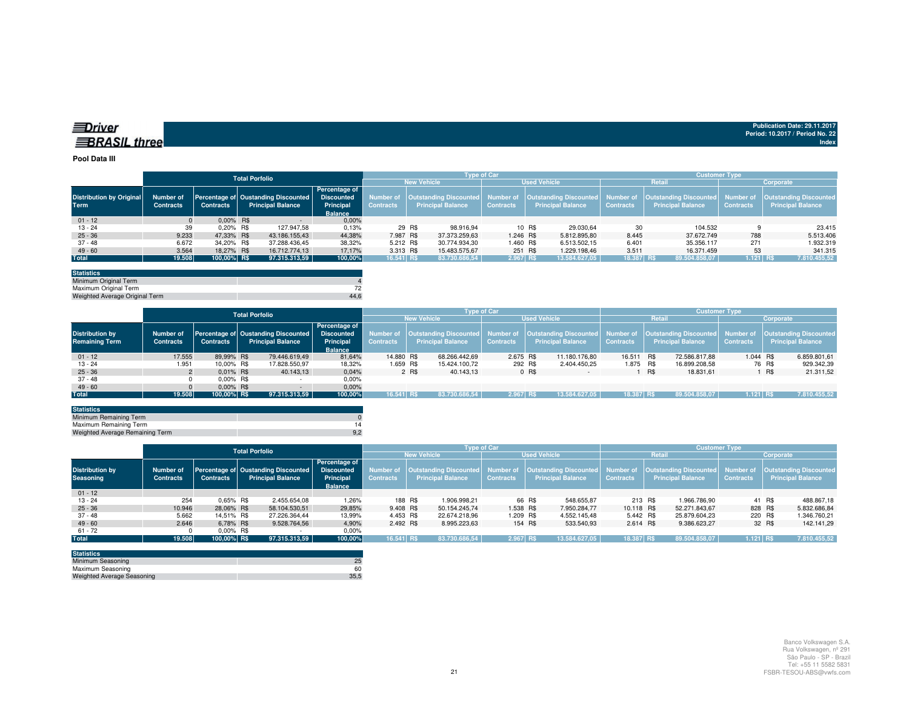**Driver BRASIL three**

Publication Date: 29.11.2017
Period: 10.2017 / Period No. 22
Index

**Pool Data III**

| Distribution by Original Term | Total Porfolio | | | | Type of Car | | | | Customer Type | | | |
|---|---|---|---|---|---|---|---|---|---|---|---|---|
| | | | | | New Vehicle | | Used Vehicle | | Retail | | Corporate | |
| | Number of Contracts | Percentage of Contracts | Oustanding Discounted Principal Balance | Percentage of Discounted Principal Balance | Number of Contracts | Outstanding Discounted Principal Balance | Number of Contracts | Outstanding Discounted Principal Balance | Number of Contracts | Outstanding Discounted Principal Balance | Number of Contracts | Outstanding Discounted Principal Balance |
| 01 - 12 | 0 | 0,00% | R$ - | 0,00% | | | | | | | | |
| 13 - 24 | 39 | 0,20% | R$ 127.947,58 | 0,13% | 29 | R$ 98.916,94 | 10 | R$ 29.030,64 | 30 | 104.532 | 9 | 23.415 |
| 25 - 36 | 9.233 | 47,33% | R$ 43.186.155,43 | 44,38% | 7.987 | R$ 37.373.259,63 | 1.246 | R$ 5.812.895,80 | 8.445 | 37.672.749 | 788 | 5.513.406 |
| 37 - 48 | 6.672 | 34,20% | R$ 37.288.436,45 | 38,32% | 5.212 | R$ 30.774.934,30 | 1.460 | R$ 6.513.502,15 | 6.401 | 35.356.117 | 271 | 1.932.319 |
| 49 - 60 | 3.564 | 18,27% | R$ 16.712.774,13 | 17,17% | 3.313 | R$ 15.483.575,67 | 251 | R$ 1.229.198,46 | 3.511 | 16.371.459 | 53 | 341.315 |
| Total | 19.508 | 100,00% | R$ 97.315.313,59 | 100,00% | 16.541 | R$ 83.730.686,54 | 2.967 | R$ 13.584.627,05 | 18.387 | R$ 89.504.858,07 | 1.121 | R$ 7.810.455,52 |

| Statistics | |
|---|---|
| Minimum Original Term | 4 |
| Maximum Original Term | 72 |
| Weighted Average Original Term | 44,6 |

| Distribution by Remaining Term | Total Porfolio | | | | Type of Car | | | | Customer Type | | | |
|---|---|---|---|---|---|---|---|---|---|---|---|---|
| | | | | | New Vehicle | | Used Vehicle | | Retail | | Corporate | |
| | Number of Contracts | Percentage of Contracts | Oustanding Discounted Principal Balance | Percentage of Discounted Principal Balance | Number of Contracts | Outstanding Discounted Principal Balance | Number of Contracts | Outstanding Discounted Principal Balance | Number of Contracts | Outstanding Discounted Principal Balance | Number of Contracts | Outstanding Discounted Principal Balance |
| 01 - 12 | 17.555 | 89,99% | R$ 79.446.619,49 | 81,64% | 14.880 | R$ 68.266.442,69 | 2.675 | R$ 11.180.176,80 | 16.511 | R$ 72.586.817,88 | 1.044 | R$ 6.859.801,61 |
| 13 - 24 | 1.951 | 10,00% | R$ 17.828.550,97 | 18,32% | 1.659 | R$ 15.424.100,72 | 292 | R$ 2.404.450,25 | 1.875 | R$ 16.899.208,58 | 76 | R$ 929.342,39 |
| 25 - 36 | 2 | 0,01% | R$ 40.143,13 | 0,04% | 2 | R$ 40.143,13 | 0 | R$ - | 1 | R$ 18.831,61 | 1 | R$ 21.311,52 |
| 37 - 48 | 0 | 0,00% | R$ - | 0,00% | | | | | | | | |
| 49 - 60 | 0 | 0,00% | R$ - | 0,00% | | | | | | | | |
| Total | 19.508 | 100,00% | R$ 97.315.313,59 | 100,00% | 16.541 | R$ 83.730.686,54 | 2.967 | R$ 13.584.627,05 | 18.387 | R$ 89.504.858,07 | 1.121 | R$ 7.810.455,52 |

| Statistics | |
|---|---|
| Minimum Remaining Term | 0 |
| Maximum Remaining Term | 14 |
| Weighted Average Remaining Term | 9,2 |

| Distribution by Seasoning | Total Porfolio | | | | Type of Car | | | | Customer Type | | | |
|---|---|---|---|---|---|---|---|---|---|---|---|---|
| | | | | | New Vehicle | | Used Vehicle | | Retail | | Corporate | |
| | Number of Contracts | Percentage of Contracts | Oustanding Discounted Principal Balance | Percentage of Discounted Principal Balance | Number of Contracts | Outstanding Discounted Principal Balance | Number of Contracts | Outstanding Discounted Principal Balance | Number of Contracts | Outstanding Discounted Principal Balance | Number of Contracts | Outstanding Discounted Principal Balance |
| 01 - 12 | | | | | | | | | | | | |
| 13 - 24 | 254 | 0,65% | R$ 2.455.654,08 | 1,26% | 188 | R$ 1.906.998,21 | 66 | R$ 548.655,87 | 213 | R$ 1.966.786,90 | 41 | R$ 488.867,18 |
| 25 - 36 | 10.946 | 28,06% | R$ 58.104.530,51 | 29,85% | 9.408 | R$ 50.154.245,74 | 1.538 | R$ 7.950.284,77 | 10.118 | R$ 52.271.843,67 | 828 | R$ 5.832.686,84 |
| 37 - 48 | 5.662 | 14,51% | R$ 27.226.364,44 | 13,99% | 4.453 | R$ 22.674.218,96 | 1.209 | R$ 4.552.145,48 | 5.442 | R$ 25.879.604,23 | 220 | R$ 1.346.760,21 |
| 49 - 60 | 2.646 | 6,78% | R$ 9.528.764,56 | 4,90% | 2.492 | R$ 8.995.223,63 | 154 | R$ 533.540,93 | 2.614 | R$ 9.386.623,27 | 32 | R$ 142.141,29 |
| 61 - 72 | 0 | 0,00% | R$ - | 0,00% | | | | | | | | |
| Total | 19.508 | 100,00% | R$ 97.315.313,59 | 100,00% | 16.541 | R$ 83.730.686,54 | 2.967 | R$ 13.584.627,05 | 18.387 | R$ 89.504.858,07 | 1.121 | R$ 7.810.455,52 |

| Statistics | |
|---|---|
| Minimum Seasoning | 25 |
| Maximum Seasoning | 60 |
| Weighted Average Seasoning | 35,5 |

Banco Volkswagen S.A.
Rua Volkswagen, nº 291
São Paulo - SP - Brazil
Tel: +55 11 5582 5831
FSBR-TESOU-ABS@vwfs.com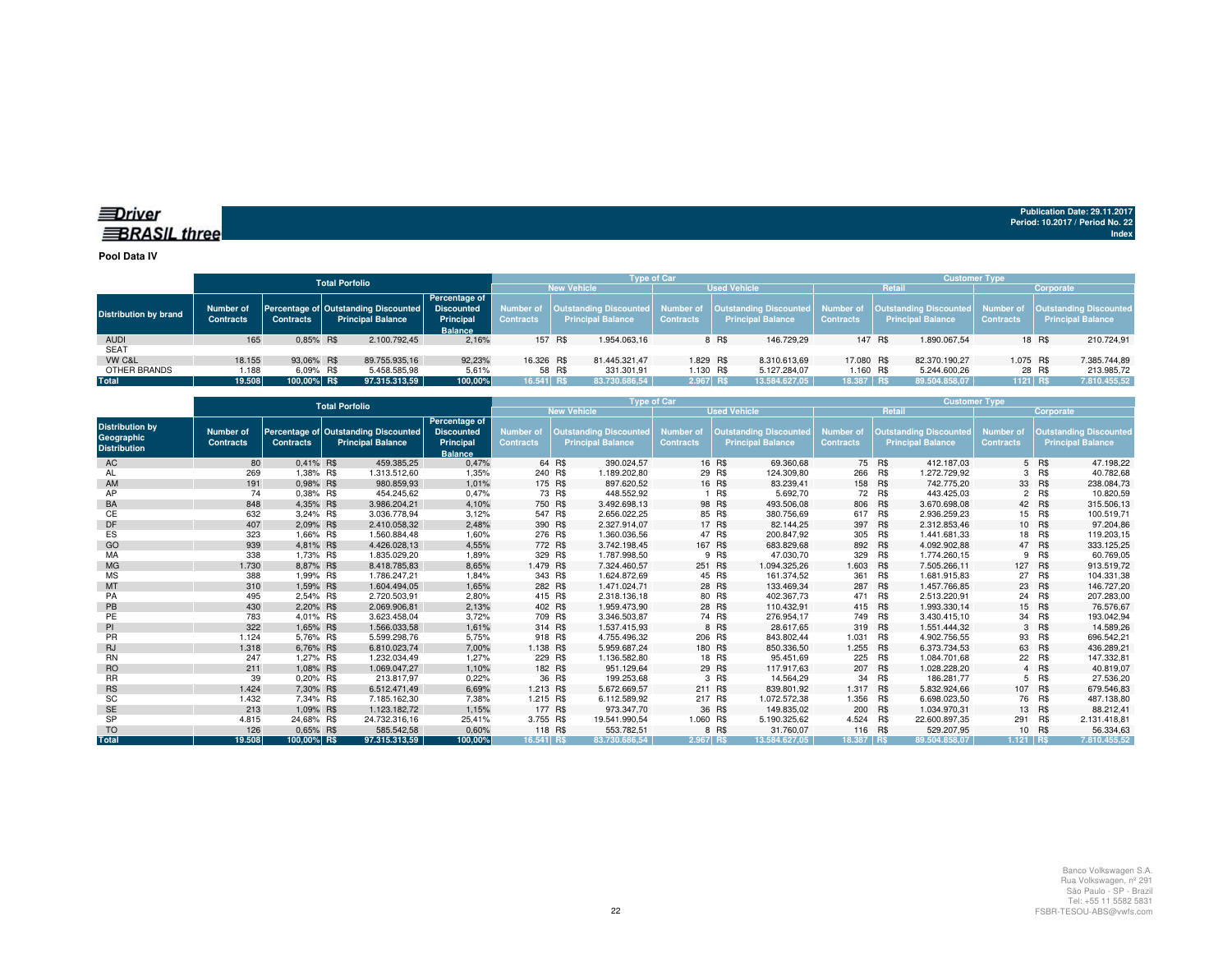Driver BRASIL three

Publication Date: 29.11.2017
Period: 10.2017 / Period No. 22
Index

**Pool Data IV**

| Distribution by brand | Total Porfolio | | | | Type of Car | | | | Customer Type | | | |
|---|---|---|---|---|---|---|---|---|---|---|---|---|
| | | | | | New Vehicle | | Used Vehicle | | Retail | | Corporate | |
| | Number of Contracts | Percentage of Contracts | Outstanding Discounted Principal Balance | Percentage of Discounted Principal Balance | Number of Contracts | Outstanding Discounted Principal Balance | Number of Contracts | Outstanding Discounted Principal Balance | Number of Contracts | Outstanding Discounted Principal Balance | Number of Contracts | Outstanding Discounted Principal Balance |
| AUDI | 165 | 0,85% | R$ 2.100.792,45 | 2,16% | 157 | R$ 1.954.063,16 | 8 | R$ 146.729,29 | 147 | R$ 1.890.067,54 | 18 | R$ 210.724,91 |
| SEAT | | | | | | | | | | | | |
| VW C&L | 18.155 | 93,06% | R$ 89.755.935,16 | 92,23% | 16.326 | R$ 81.445.321,47 | 1.829 | R$ 8.310.613,69 | 17.080 | R$ 82.370.190,27 | 1.075 | R$ 7.385.744,89 |
| OTHER BRANDS | 1.188 | 6,09% | R$ 5.458.585,98 | 5,61% | 58 | R$ 331.301,91 | 1.130 | R$ 5.127.284,07 | 1.160 | R$ 5.244.600,26 | 28 | R$ 213.985,72 |
| **Total** | **19.508** | **100,00%** | **R$ 97.315.313,59** | **100,00%** | **16.541** | **R$ 83.730.686,54** | **2.967** | **R$ 13.584.627,05** | **18.387** | **R$ 89.504.858,07** | **1121** | **R$ 7.810.455,52** |

| Distribution by Geographic Distribution | Total Porfolio | | | | Type of Car | | | | Customer Type | | | |
|---|---|---|---|---|---|---|---|---|---|---|---|---|
| | | | | | New Vehicle | | Used Vehicle | | Retail | | Corporate | |
| | Number of Contracts | Percentage of Contracts | Outstanding Discounted Principal Balance | Percentage of Discounted Principal Balance | Number of Contracts | Outstanding Discounted Principal Balance | Number of Contracts | Outstanding Discounted Principal Balance | Number of Contracts | Outstanding Discounted Principal Balance | Number of Contracts | Outstanding Discounted Principal Balance |
| AC | 80 | 0,41% | R$ 459.385,25 | 0,47% | 64 | R$ 390.024,57 | 16 | R$ 69.360,68 | 75 | R$ 412.187,03 | 5 | R$ 47.198,22 |
| AL | 269 | 1,38% | R$ 1.313.512,60 | 1,35% | 240 | R$ 1.189.202,80 | 29 | R$ 124.309,80 | 266 | R$ 1.272.729,92 | 3 | R$ 40.782,68 |
| AM | 191 | 0,98% | R$ 980.859,93 | 1,01% | 175 | R$ 897.620,52 | 16 | R$ 83.239,41 | 158 | R$ 742.775,20 | 33 | R$ 238.084,73 |
| AP | 74 | 0,38% | R$ 454.245,62 | 0,47% | 73 | R$ 448.552,92 | 1 | R$ 5.692,70 | 72 | R$ 443.425,03 | 2 | R$ 10.820,59 |
| BA | 848 | 4,35% | R$ 3.986.204,21 | 4,10% | 750 | R$ 3.492.698,13 | 98 | R$ 493.506,08 | 806 | R$ 3.670.698,08 | 42 | R$ 315.506,13 |
| CE | 632 | 3,24% | R$ 3.036.778,94 | 3,12% | 547 | R$ 2.656.022,25 | 85 | R$ 380.756,69 | 617 | R$ 2.936.259,23 | 15 | R$ 100.519,71 |
| DF | 407 | 2,09% | R$ 2.410.058,32 | 2,48% | 390 | R$ 2.327.914,07 | 17 | R$ 82.144,25 | 397 | R$ 2.312.853,46 | 10 | R$ 97.204,86 |
| ES | 323 | 1,66% | R$ 1.560.884,48 | 1,60% | 276 | R$ 1.360.036,56 | 47 | R$ 200.847,92 | 305 | R$ 1.441.681,33 | 18 | R$ 119.203,15 |
| GO | 939 | 4,81% | R$ 4.426.028,13 | 4,55% | 772 | R$ 3.742.198,45 | 167 | R$ 683.829,68 | 892 | R$ 4.092.902,88 | 47 | R$ 333.125,25 |
| MA | 338 | 1,73% | R$ 1.835.029,20 | 1,89% | 329 | R$ 1.787.998,50 | 9 | R$ 47.030,70 | 329 | R$ 1.774.260,15 | 9 | R$ 60.769,05 |
| MG | 1.730 | 8,87% | R$ 8.418.785,83 | 8,65% | 1.479 | R$ 7.324.460,57 | 251 | R$ 1.094.325,26 | 1.603 | R$ 7.505.266,11 | 127 | R$ 913.519,72 |
| MS | 388 | 1,99% | R$ 1.786.247,21 | 1,84% | 343 | R$ 1.624.872,69 | 45 | R$ 161.374,52 | 361 | R$ 1.681.915,83 | 27 | R$ 104.331,38 |
| MT | 310 | 1,59% | R$ 1.604.494,05 | 1,65% | 282 | R$ 1.471.024,71 | 28 | R$ 133.469,34 | 287 | R$ 1.457.766,85 | 23 | R$ 146.727,20 |
| PA | 495 | 2,54% | R$ 2.720.503,91 | 2,80% | 415 | R$ 2.318.136,18 | 80 | R$ 402.367,73 | 471 | R$ 2.513.220,91 | 24 | R$ 207.283,00 |
| PB | 430 | 2,20% | R$ 2.069.906,81 | 2,13% | 402 | R$ 1.959.473,90 | 28 | R$ 110.432,91 | 415 | R$ 1.993.330,14 | 15 | R$ 76.576,67 |
| PE | 783 | 4,01% | R$ 3.623.458,04 | 3,72% | 709 | R$ 3.346.503,87 | 74 | R$ 276.954,17 | 749 | R$ 3.430.415,10 | 34 | R$ 193.042,94 |
| PI | 322 | 1,65% | R$ 1.566.033,58 | 1,61% | 314 | R$ 1.537.415,93 | 8 | R$ 28.617,65 | 319 | R$ 1.551.444,32 | 3 | R$ 14.589,26 |
| PR | 1.124 | 5,76% | R$ 5.599.298,76 | 5,75% | 918 | R$ 4.755.496,32 | 206 | R$ 843.802,44 | 1.031 | R$ 4.902.756,55 | 93 | R$ 696.542,21 |
| RJ | 1.318 | 6,76% | R$ 6.810.023,74 | 7,00% | 1.138 | R$ 5.959.687,24 | 180 | R$ 850.336,50 | 1.255 | R$ 6.373.734,53 | 63 | R$ 436.289,21 |
| RN | 247 | 1,27% | R$ 1.232.034,49 | 1,27% | 229 | R$ 1.136.582,80 | 18 | R$ 95.451,69 | 225 | R$ 1.084.701,68 | 22 | R$ 147.332,81 |
| RO | 211 | 1,08% | R$ 1.069.047,27 | 1,10% | 182 | R$ 951.129,64 | 29 | R$ 117.917,63 | 207 | R$ 1.028.228,20 | 4 | R$ 40.819,07 |
| RR | 39 | 0,20% | R$ 213.817,97 | 0,22% | 36 | R$ 199.253,68 | 3 | R$ 14.564,29 | 34 | R$ 186.281,77 | 5 | R$ 27.536,20 |
| RS | 1.424 | 7,30% | R$ 6.512.471,49 | 6,69% | 1.213 | R$ 5.672.669,57 | 211 | R$ 839.801,92 | 1.317 | R$ 5.832.924,66 | 107 | R$ 679.546,83 |
| SC | 1.432 | 7,34% | R$ 7.185.162,30 | 7,38% | 1.215 | R$ 6.112.589,92 | 217 | R$ 1.072.572,38 | 1.356 | R$ 6.698.023,50 | 76 | R$ 487.138,80 |
| SE | 213 | 1,09% | R$ 1.123.182,72 | 1,15% | 177 | R$ 973.347,70 | 36 | R$ 149.835,02 | 200 | R$ 1.034.970,31 | 13 | R$ 88.212,41 |
| SP | 4.815 | 24,68% | R$ 24.732.316,16 | 25,41% | 3.755 | R$ 19.541.990,54 | 1.060 | R$ 5.190.325,62 | 4.524 | R$ 22.600.897,35 | 291 | R$ 2.131.418,81 |
| TO | 126 | 0,65% | R$ 585.542,58 | 0,60% | 118 | R$ 553.782,51 | 8 | R$ 31.760,07 | 116 | R$ 529.207,95 | 10 | R$ 56.334,63 |
| **Total** | **19.508** | **100,00%** | **R$ 97.315.313,59** | **100,00%** | **16.541** | **R$ 83.730.686,54** | **2.967** | **R$ 13.584.627,05** | **18.387** | **R$ 89.504.858,07** | **1.121** | **R$ 7.810.455,52** |

Banco Volkswagen S.A.
Rua Volkswagen, nº 291
São Paulo - SP - Brazil
Tel: +55 11 5582 5831
FSBR-TESOU-ABS@vwfs.com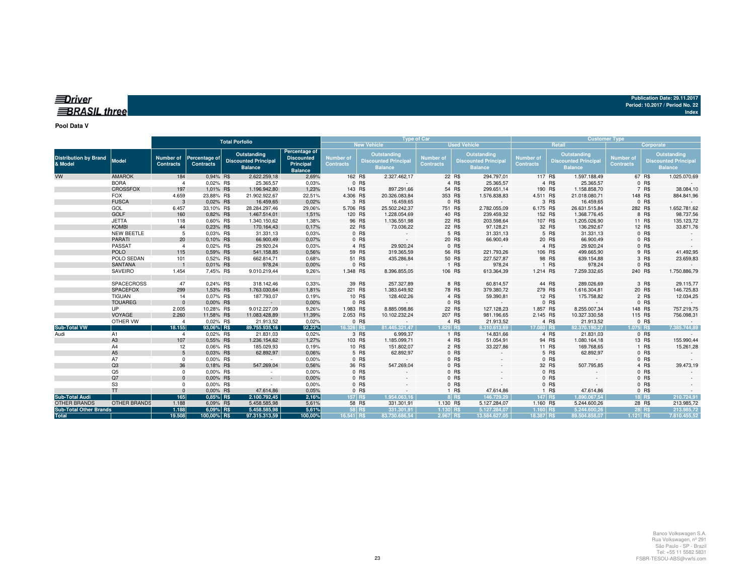**Driver BRASIL three**

Publication Date: 29.11.2017
Period: 10.2017 / Period No. 22
Index

**Pool Data V**

| Distribution by Brand & Model | Model | Total Porfolio | | | | Type of Car | | | | Customer Type | | | |
|---|---|---|---|---|---|---|---|---|---|---|---|---|---|
| | | | | | | New Vehicle | | Used Vehicle | | Retail | | Corporate | |
| | | Number of Contracts | Percentage of Contracts | Outstanding Discounted Principal Balance | Percentage of Discounted Principal Balance | Number of Contracts | Outstanding Discounted Principal Balance | Number of Contracts | Outstanding Discounted Principal Balance | Number of Contracts | Outstanding Discounted Principal Balance | Number of Contracts | Outstanding Discounted Principal Balance |
| VW | AMAROK | 184 | 0,94% | R$ 2.622.259,18 | 2,69% | 162 | R$ 2.327.462,17 | 22 | R$ 294.797,01 | 117 | R$ 1.597.188,49 | 67 | R$ 1.025.070,69 |
| | BORA | 4 | 0,02% | R$ 25.365,57 | 0,03% | 0 | R$ - | 4 | R$ 25.365,57 | 4 | R$ 25.365,57 | 0 | R$ - |
| | CROSSFOX | 197 | 1,01% | R$ 1.196.942,80 | 1,23% | 143 | R$ 897.291,66 | 54 | R$ 299.651,14 | 190 | R$ 1.158.858,70 | 7 | R$ 38.084,10 |
| | FOX | 4.659 | 23,88% | R$ 21.902.922,67 | 22,51% | 4.306 | R$ 20.326.083,84 | 353 | R$ 1.576.838,83 | 4.511 | R$ 21.018.080,71 | 148 | R$ 884.841,96 |
| | FUSCA | 3 | 0,02% | R$ 16.459,65 | 0,02% | 3 | R$ 16.459,65 | 0 | R$ - | 3 | R$ 16.459,65 | 0 | R$ - |
| | GOL | 6.457 | 33,10% | R$ 28.284.297,46 | 29,06% | 5.706 | R$ 25.502.242,37 | 751 | R$ 2.782.055,09 | 6.175 | R$ 26.631.515,84 | 282 | R$ 1.652.781,62 |
| | GOLF | 160 | 0,82% | R$ 1.467.514,01 | 1,51% | 120 | R$ 1.228.054,69 | 40 | R$ 239.459,32 | 152 | R$ 1.368.776,45 | 8 | R$ 98.737,56 |
| | JETTA | 118 | 0,60% | R$ 1.340.150,62 | 1,38% | 96 | R$ 1.136.551,98 | 22 | R$ 203.598,64 | 107 | R$ 1.205.026,90 | 11 | R$ 135.123,72 |
| | KOMBI | 44 | 0,23% | R$ 170.164,43 | 0,17% | 22 | R$ 73.036,22 | 22 | R$ 97.128,21 | 32 | R$ 136.292,67 | 12 | R$ 33.871,76 |
| | NEW BEETLE | 5 | 0,03% | R$ 31.331,13 | 0,03% | 0 | R$ - | 5 | R$ 31.331,13 | 5 | R$ 31.331,13 | 0 | R$ - |
| | PARATI | 20 | 0,10% | R$ 66.900,49 | 0,07% | 0 | R$ - | 20 | R$ 66.900,49 | 20 | R$ 66.900,49 | 0 | R$ - |
| | PASSAT | 4 | 0,02% | R$ 29.920,24 | 0,03% | 4 | R$ 29.920,24 | 0 | R$ - | 4 | R$ 29.920,24 | 0 | R$ - |
| | POLO | 115 | 0,59% | R$ 541.158,85 | 0,56% | 59 | R$ 319.365,59 | 56 | R$ 221.793,26 | 106 | R$ 499.665,90 | 9 | R$ 41.492,95 |
| | POLO SEDAN | 101 | 0,52% | R$ 662.814,71 | 0,68% | 51 | R$ 435.286,84 | 50 | R$ 227.527,87 | 98 | R$ 639.154,88 | 3 | R$ 23.659,83 |
| | SANTANA | 1 | 0,01% | R$ 978,24 | 0,00% | 0 | R$ - | 1 | R$ 978,24 | 1 | R$ 978,24 | 0 | R$ - |
| | SAVEIRO | 1.454 | 7,45% | R$ 9.010.219,44 | 9,26% | 1.348 | R$ 8.396.855,05 | 106 | R$ 613.364,39 | 1.214 | R$ 7.259.332,65 | 240 | R$ 1.750.886,79 |
| | SPACECROSS | 47 | 0,24% | R$ 318.142,46 | 0,33% | 39 | R$ 257.327,89 | 8 | R$ 60.814,57 | 44 | R$ 289.026,69 | 3 | R$ 29.115,77 |
| | SPACEFOX | 299 | 1,53% | R$ 1.763.030,64 | 1,81% | 221 | R$ 1.383.649,92 | 78 | R$ 379.380,72 | 279 | R$ 1.616.304,81 | 20 | R$ 146.725,83 |
| | TIGUAN | 14 | 0,07% | R$ 187.793,07 | 0,19% | 10 | R$ 128.402,26 | 4 | R$ 59.390,81 | 12 | R$ 175.758,82 | 2 | R$ 12.034,25 |
| | TOUAREG | 0 | 0,00% | R$ - | 0,00% | 0 | R$ - | 0 | R$ - | 0 | R$ - | 0 | R$ - |
| | UP | 2.005 | 10,28% | R$ 9.012.227,09 | 9,26% | 1.983 | R$ 8.885.098,86 | 22 | R$ 127.128,23 | 1.857 | R$ 8.255.007,34 | 148 | R$ 757.219,75 |
| | VOYAGE | 2.260 | 11,58% | R$ 11.083.428,89 | 11,39% | 2.053 | R$ 10.102.232,24 | 207 | R$ 981.196,65 | 2.145 | R$ 10.327.330,58 | 115 | R$ 756.098,31 |
| | OTHER VW | 4 | 0,02% | R$ 21.913,52 | 0,02% | 0 | R$ - | 4 | R$ 21.913,52 | 4 | R$ 21.913,52 | 0 | R$ - |
| **Sub-Total VW** | | **18.155** | **93,06%** | **R$ 89.755.935,16** | **92,23%** | **16.326** | **R$ 81.445.321,47** | **1.829** | **R$ 8.310.613,69** | **17.080** | **R$ 82.370.190,27** | **1.075** | **R$ 7.385.744,89** |
| Audi | A1 | 4 | 0,02% | R$ 21.831,03 | 0,02% | 3 | R$ 6.999,37 | 1 | R$ 14.831,66 | 4 | R$ 21.831,03 | 0 | R$ - |
| | A3 | 107 | 0,55% | R$ 1.236.154,62 | 1,27% | 103 | R$ 1.185.099,71 | 4 | R$ 51.054,91 | 94 | R$ 1.080.164,18 | 13 | R$ 155.990,44 |
| | A4 | 12 | 0,06% | R$ 185.029,93 | 0,19% | 10 | R$ 151.802,07 | 2 | R$ 33.227,86 | 11 | R$ 169.768,65 | 1 | R$ 15.261,28 |
| | A5 | 5 | 0,03% | R$ 62.892,97 | 0,06% | 5 | R$ 62.892,97 | 0 | R$ - | 5 | R$ 62.892,97 | 0 | R$ - |
| | A7 | 0 | 0,00% | R$ - | 0,00% | 0 | R$ - | 0 | R$ - | 0 | R$ - | 0 | R$ - |
| | Q3 | 36 | 0,18% | R$ 547.269,04 | 0,56% | 36 | R$ 547.269,04 | 0 | R$ - | 32 | R$ 507.795,85 | 4 | R$ 39.473,19 |
| | Q5 | 0 | 0,00% | R$ - | 0,00% | 0 | R$ - | 0 | R$ - | 0 | R$ - | 0 | R$ - |
| | Q7 | 0 | 0,00% | R$ - | 0,00% | 0 | R$ - | 0 | R$ - | 0 | R$ - | 0 | R$ - |
| | S3 | 0 | 0,00% | R$ - | 0,00% | 0 | R$ - | 0 | R$ - | 0 | R$ - | 0 | R$ - |
| | TT | 0 | 0,00% | R$ 47.614,86 | 0,05% | 0 | R$ - | 1 | R$ 47.614,86 | 1 | R$ 47.614,86 | 0 | R$ - |
| **Sub-Total Audi** | | **165** | **0,85%** | **R$ 2.100.792,45** | **2,16%** | **157** | **R$ 1.954.063,16** | **8** | **R$ 146.729,29** | **147** | **R$ 1.890.067,54** | **18** | **R$ 210.724,91** |
| OTHER BRANDS | OTHER BRANDS | 1.188 | 6,09% | R$ 5.458.585,98 | 5,61% | 58 | R$ 331.301,91 | 1.130 | R$ 5.127.284,07 | 1.160 | R$ 5.244.600,26 | 28 | R$ 213.985,72 |
| **Sub-Total Other Brands** | | **1.188** | **6,09%** | **R$ 5.458.585,98** | **5,61%** | **58** | **R$ 331.301,91** | **1.130** | **R$ 5.127.284,07** | **1.160** | **R$ 5.244.600,26** | **28** | **R$ 213.985,72** |
| **Total** | | **19.508** | **100,00%** | **R$ 97.315.313,59** | **100,00%** | **16.541** | **R$ 83.730.686,54** | **2.967** | **R$ 13.584.627,05** | **18.387** | **R$ 89.504.858,07** | **1.121** | **R$ 7.810.455,52** |

Banco Volkswagen S.A.
Rua Volkswagen, nº 291
São Paulo - SP - Brazil
Tel: +55 11 5582 5831
FSBR-TESOU-ABS@vwfs.com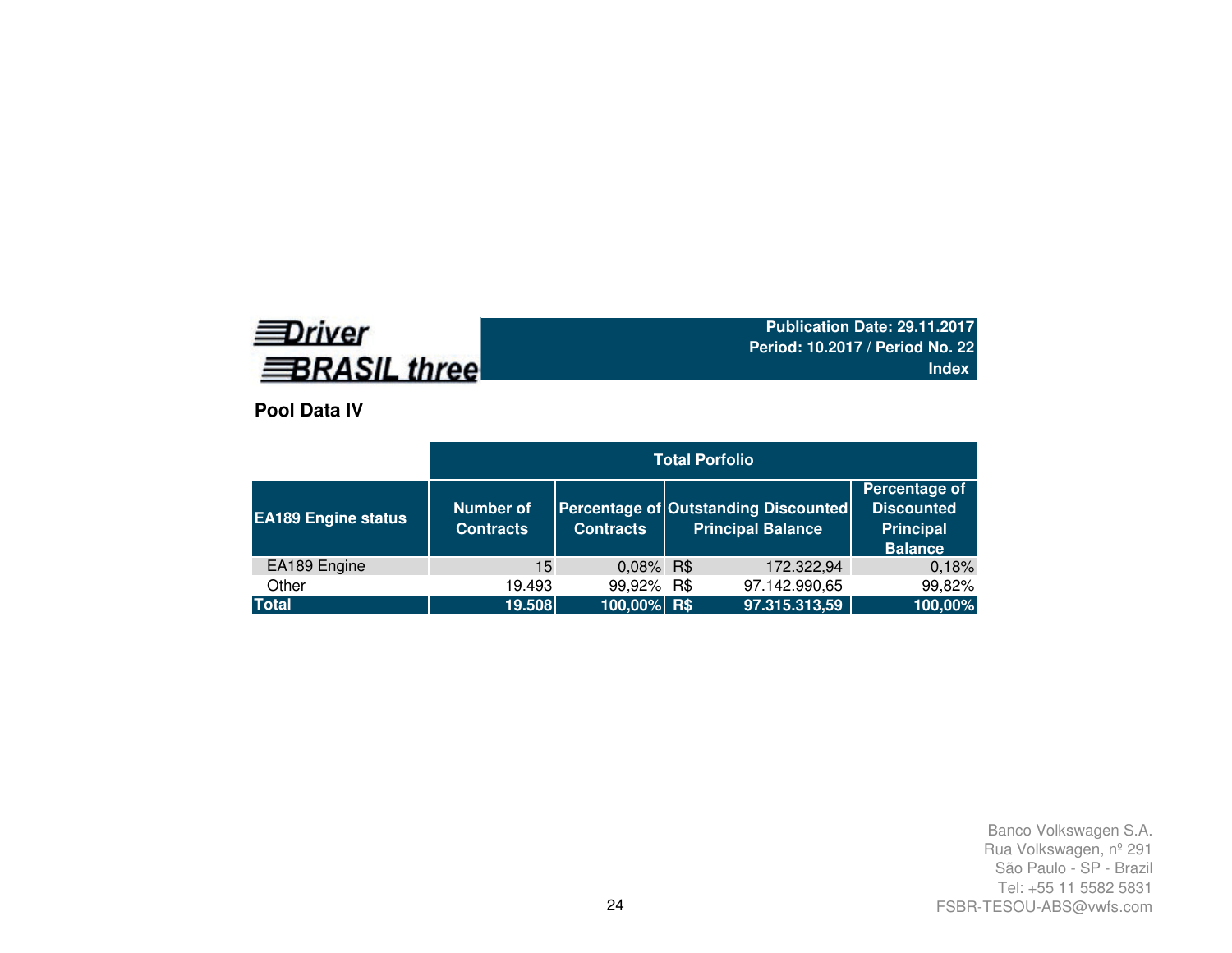**Driver BRASIL three**

**Publication Date: 29.11.2017**
**Period: 10.2017 / Period No. 22**
**Index**

## Pool Data IV

| | Total Porfolio | | | |
|---|---|---|---|---|
| **EA189 Engine status** | **Number of Contracts** | **Percentage of Contracts** | **Outstanding Discounted Principal Balance** | **Percentage of Discounted Principal Balance** |
| EA189 Engine | 15 | 0,08% | R$ 172.322,94 | 0,18% |
| Other | 19.493 | 99,92% | R$ 97.142.990,65 | 99,82% |
| **Total** | **19.508** | **100,00%** | **R$ 97.315.313,59** | **100,00%** |

Banco Volkswagen S.A.
Rua Volkswagen, nº 291
São Paulo - SP - Brazil
Tel: +55 11 5582 5831
FSBR-TESOU-ABS@vwfs.com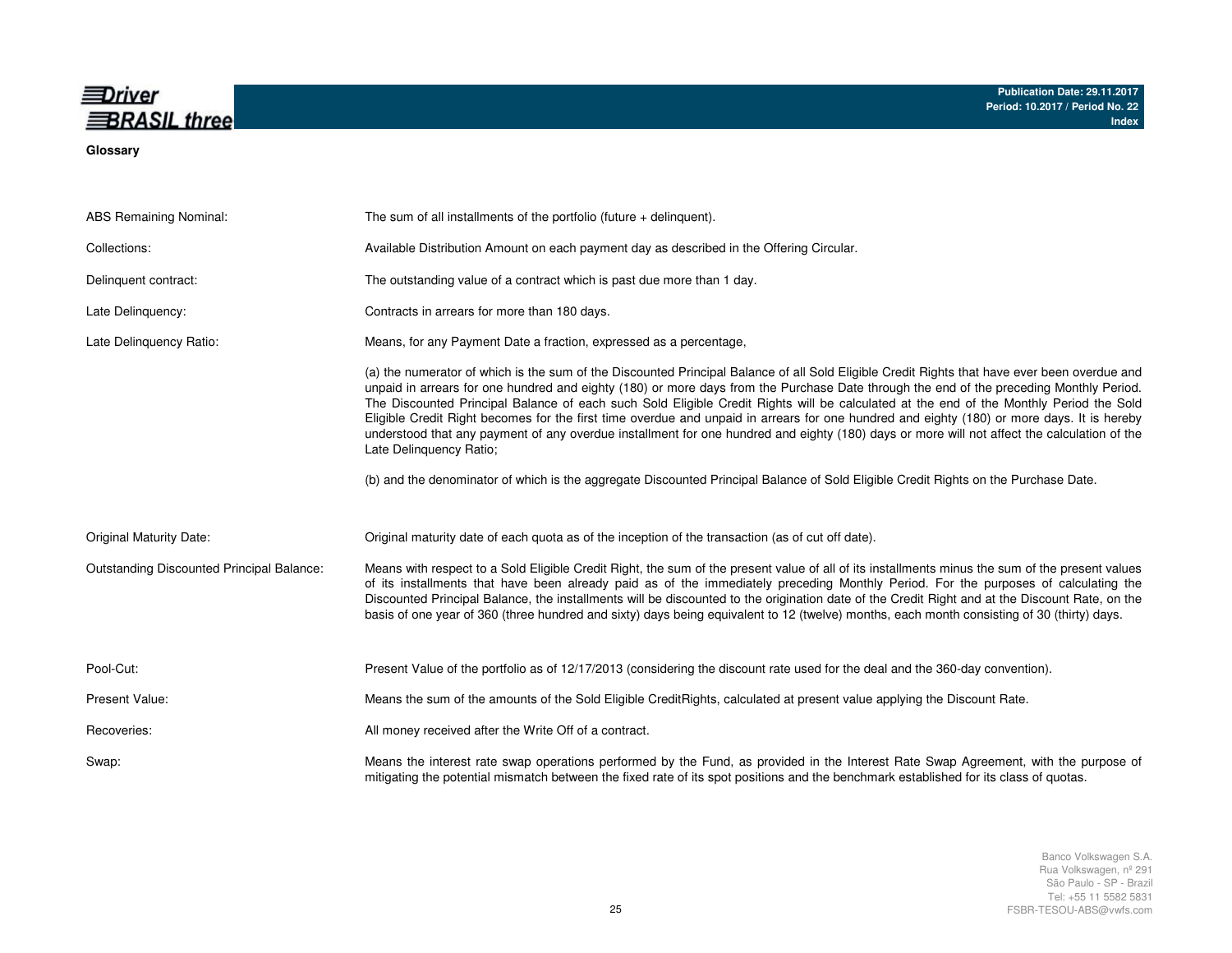## Glossary

| | |
|---|---|
| ABS Remaining Nominal: | The sum of all installments of the portfolio (future + delinquent). |
| Collections: | Available Distribution Amount on each payment day as described in the Offering Circular. |
| Delinquent contract: | The outstanding value of a contract which is past due more than 1 day. |
| Late Delinquency: | Contracts in arrears for more than 180 days. |
| Late Delinquency Ratio: | Means, for any Payment Date a fraction, expressed as a percentage,<br><br>(a) the numerator of which is the sum of the Discounted Principal Balance of all Sold Eligible Credit Rights that have ever been overdue and unpaid in arrears for one hundred and eighty (180) or more days from the Purchase Date through the end of the preceding Monthly Period. The Discounted Principal Balance of each such Sold Eligible Credit Rights will be calculated at the end of the Monthly Period the Sold Eligible Credit Right becomes for the first time overdue and unpaid in arrears for one hundred and eighty (180) or more days. It is hereby understood that any payment of any overdue installment for one hundred and eighty (180) days or more will not affect the calculation of the Late Delinquency Ratio;<br><br>(b) and the denominator of which is the aggregate Discounted Principal Balance of Sold Eligible Credit Rights on the Purchase Date. |
| Original Maturity Date: | Original maturity date of each quota as of the inception of the transaction (as of cut off date). |
| Outstanding Discounted Principal Balance: | Means with respect to a Sold Eligible Credit Right, the sum of the present value of all of its installments minus the sum of the present values of its installments that have been already paid as of the immediately preceding Monthly Period. For the purposes of calculating the Discounted Principal Balance, the installments will be discounted to the origination date of the Credit Right and at the Discount Rate, on the basis of one year of 360 (three hundred and sixty) days being equivalent to 12 (twelve) months, each month consisting of 30 (thirty) days. |
| Pool-Cut: | Present Value of the portfolio as of 12/17/2013 (considering the discount rate used for the deal and the 360-day convention). |
| Present Value: | Means the sum of the amounts of the Sold Eligible CreditRights, calculated at present value applying the Discount Rate. |
| Recoveries: | All money received after the Write Off of a contract. |
| Swap: | Means the interest rate swap operations performed by the Fund, as provided in the Interest Rate Swap Agreement, with the purpose of mitigating the potential mismatch between the fixed rate of its spot positions and the benchmark established for its class of quotas. |

Banco Volkswagen S.A.
Rua Volkswagen, nº 291
São Paulo - SP - Brazil
Tel: +55 11 5582 5831
FSBR-TESOU-ABS@vwfs.com